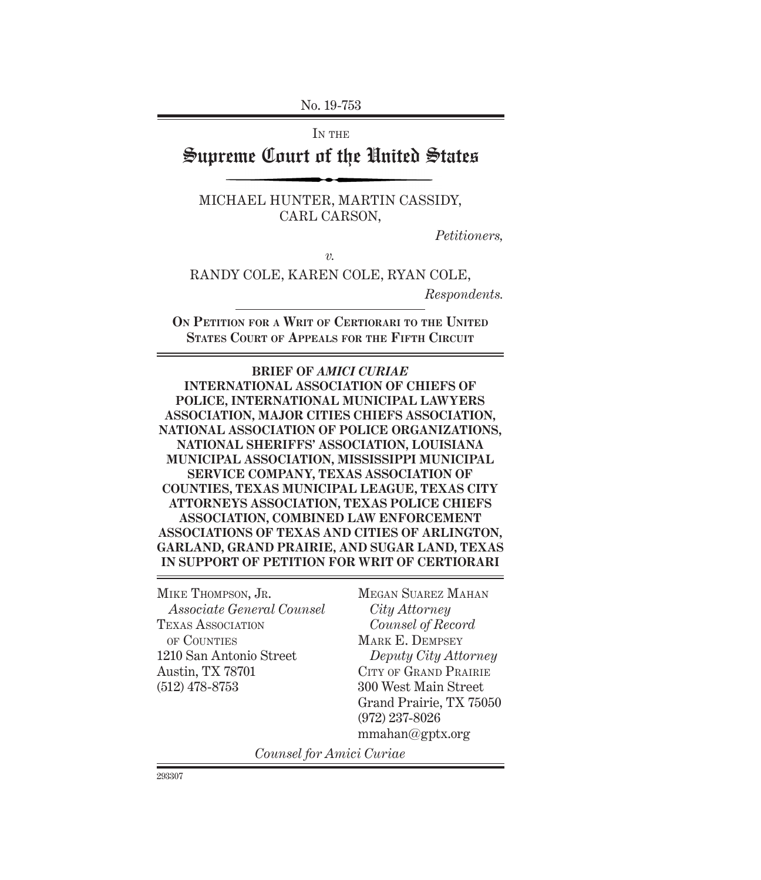No. 19-753

IN THE

# Supreme Court of the United States

MICHAEL HUNTER, MARTIN CASSIDY, CARL CARSON,

*Petitioners,*

*v.*

RANDY COLE, KAREN COLE, RYAN COLE,

*Respondents.*

**ON PETITION FOR A WRIT OF CERTIORARI TO THE UNITED STATES COURT OF APPEALS FOR THE FIFTH CIRCUIT**

**BRIEF OF *AMICI CURIAE* INTERNATIONAL ASSOCIATION OF CHIEFS OF POLICE, INTERNATIONAL MUNICIPAL LAWYERS ASSOCIATION, MAJOR CITIES CHIEFS ASSOCIATION, NATIONAL ASSOCIATION OF POLICE ORGANIZATIONS, NATIONAL SHERIFFS' ASSOCIATION, LOUISIANA MUNICIPAL ASSOCIATION, MISSISSIPPI MUNICIPAL SERVICE COMPANY, TEXAS ASSOCIATION OF COUNTIES, TEXAS MUNICIPAL LEAGUE, TEXAS CITY ATTORNEYS ASSOCIATION, TEXAS POLICE CHIEFS ASSOCIATION, COMBINED LAW ENFORCEMENT ASSOCIATIONS OF TEXAS AND CITIES OF ARLINGTON, GARLAND, GRAND PRAIRIE, AND SUGAR LAND, TEXAS IN SUPPORT OF PETITION FOR WRIT OF CERTIORARI**

MIKE THOMPSON, JR.
*Associate General Counsel*
TEXAS ASSOCIATION OF COUNTIES
1210 San Antonio Street
Austin, TX 78701
(512) 478-8753

MEGAN SUAREZ MAHAN
*City Attorney*
*Counsel of Record*
MARK E. DEMPSEY
*Deputy City Attorney*
CITY OF GRAND PRAIRIE
300 West Main Street
Grand Prairie, TX 75050
(972) 237-8026
mmahan@gptx.org

*Counsel for Amici Curiae*

293307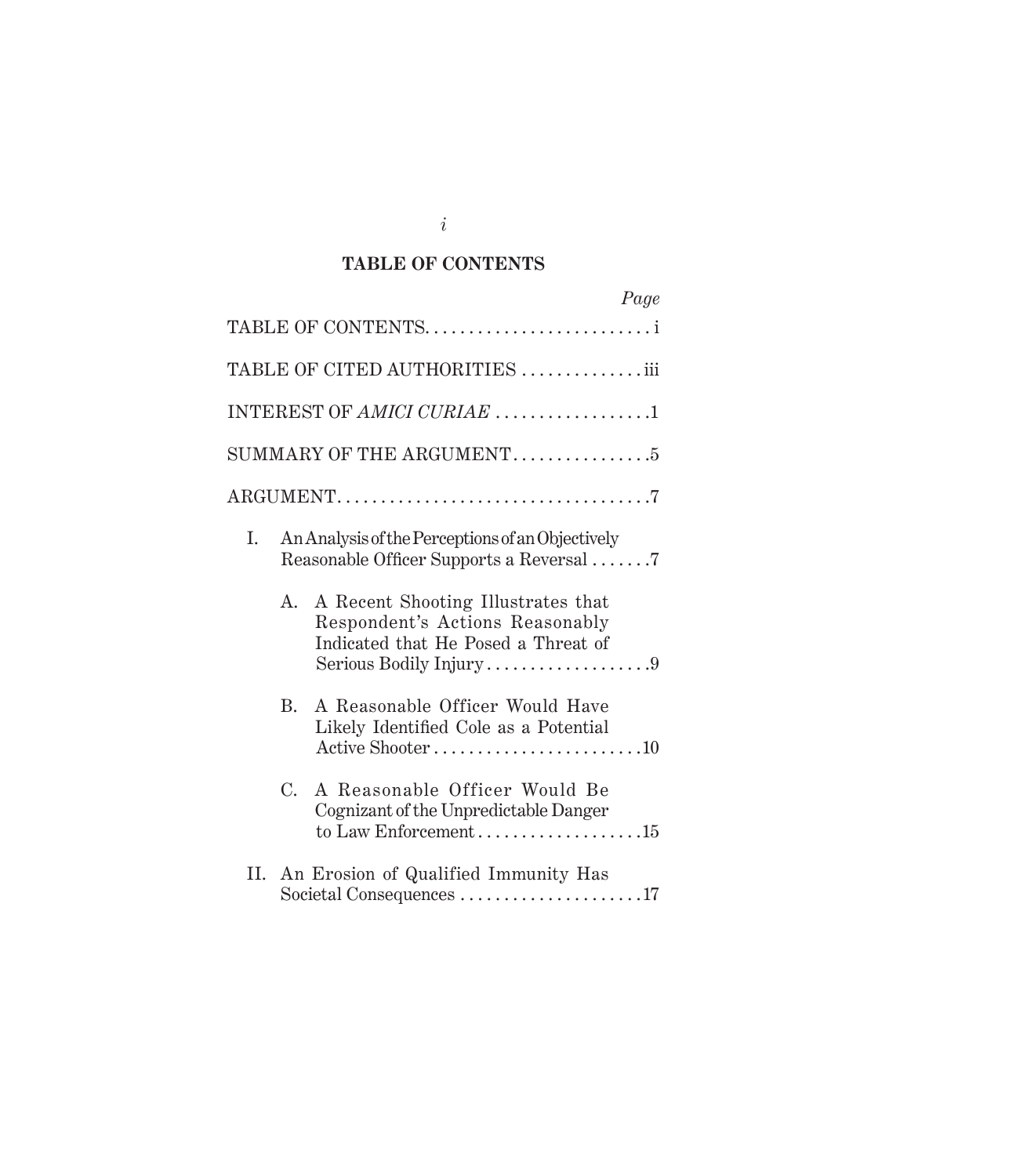## TABLE OF CONTENTS

| | Page |
|---|---|
| TABLE OF CONTENTS | i |
| TABLE OF CITED AUTHORITIES | iii |
| INTEREST OF *AMICI CURIAE* | 1 |
| SUMMARY OF THE ARGUMENT | 5 |
| ARGUMENT | 7 |
| I. An Analysis of the Perceptions of an Objectively Reasonable Officer Supports a Reversal | 7 |
| A. A Recent Shooting Illustrates that Respondent's Actions Reasonably Indicated that He Posed a Threat of Serious Bodily Injury | 9 |
| B. A Reasonable Officer Would Have Likely Identified Cole as a Potential Active Shooter | 10 |
| C. A Reasonable Officer Would Be Cognizant of the Unpredictable Danger to Law Enforcement | 15 |
| II. An Erosion of Qualified Immunity Has Societal Consequences | 17 |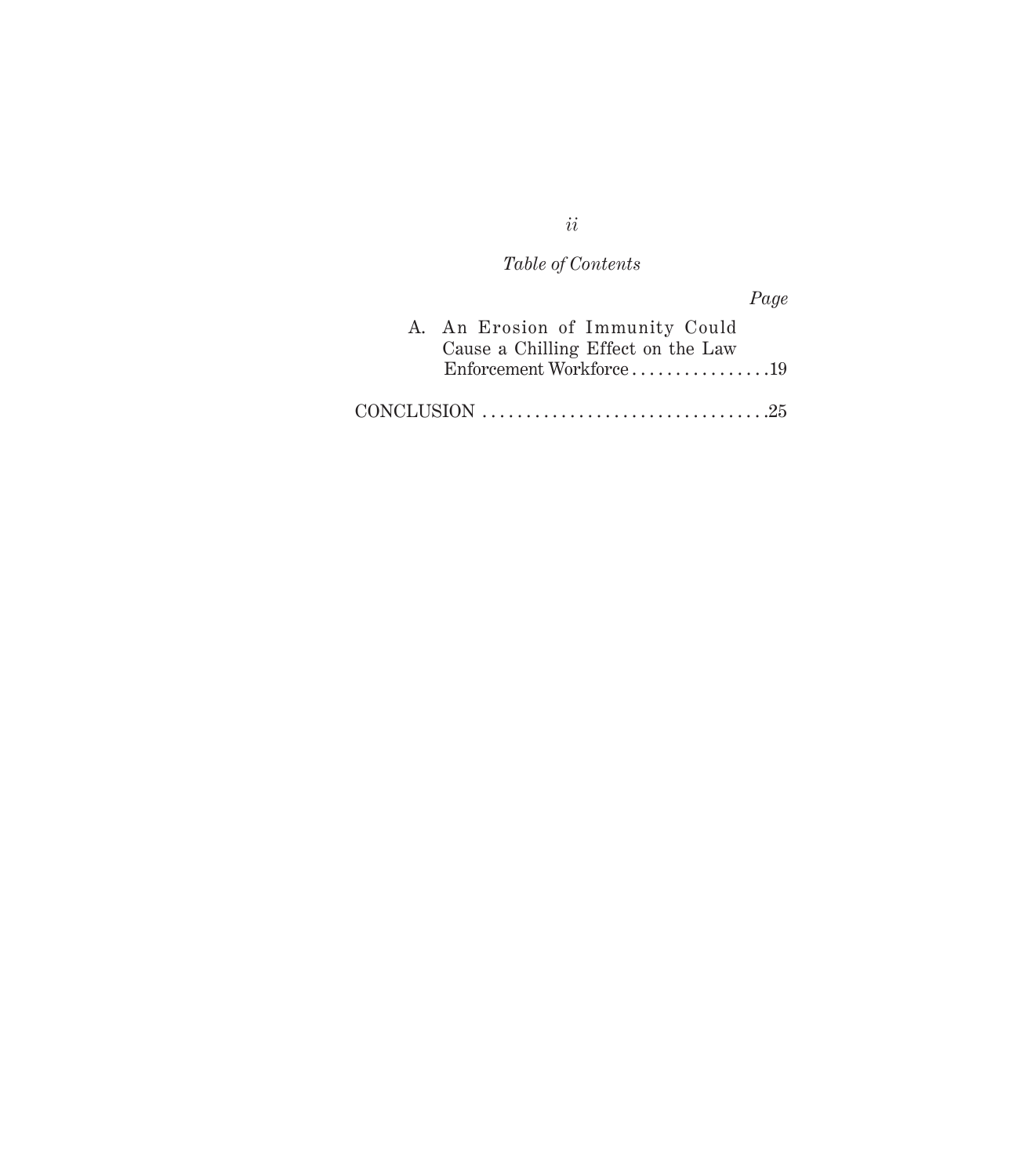*Table of Contents*

*Page*

A. An Erosion of Immunity Could Cause a Chilling Effect on the Law Enforcement Workforce . . . . . . . . . . . . . . . .19

CONCLUSION . . . . . . . . . . . . . . . . . . . . . . . . . . . . . . . . .25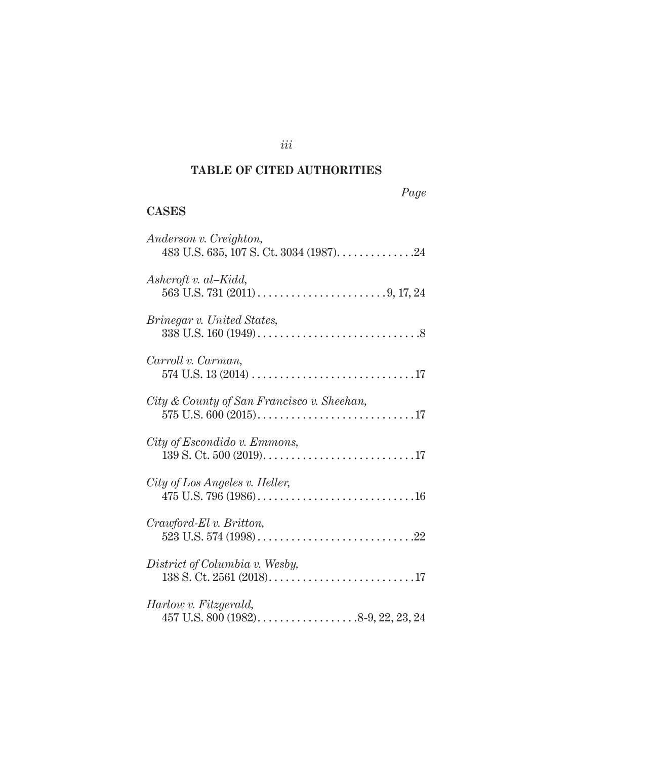## TABLE OF CITED AUTHORITIES

*Page*

### CASES

*Anderson v. Creighton*, 483 U.S. 635, 107 S. Ct. 3034 (1987) . . . . . . . . . . . . . . 24

*Ashcroft v. al–Kidd*, 563 U.S. 731 (2011) . . . . . . . . . . . . . . . . . . . . . . . . 9, 17, 24

*Brinegar v. United States*, 338 U.S. 160 (1949) . . . . . . . . . . . . . . . . . . . . . . . . . . . . . . 8

*Carroll v. Carman*, 574 U.S. 13 (2014) . . . . . . . . . . . . . . . . . . . . . . . . . . . . . . 17

*City & County of San Francisco v. Sheehan*, 575 U.S. 600 (2015) . . . . . . . . . . . . . . . . . . . . . . . . . . . . . 17

*City of Escondido v. Emmons*, 139 S. Ct. 500 (2019) . . . . . . . . . . . . . . . . . . . . . . . . . . . . 17

*City of Los Angeles v. Heller*, 475 U.S. 796 (1986) . . . . . . . . . . . . . . . . . . . . . . . . . . . . . 16

*Crawford-El v. Britton*, 523 U.S. 574 (1998) . . . . . . . . . . . . . . . . . . . . . . . . . . . . . 22

*District of Columbia v. Wesby*, 138 S. Ct. 2561 (2018) . . . . . . . . . . . . . . . . . . . . . . . . . . . 17

*Harlow v. Fitzgerald*, 457 U.S. 800 (1982) . . . . . . . . . . . . . . . . . . . 8-9, 22, 23, 24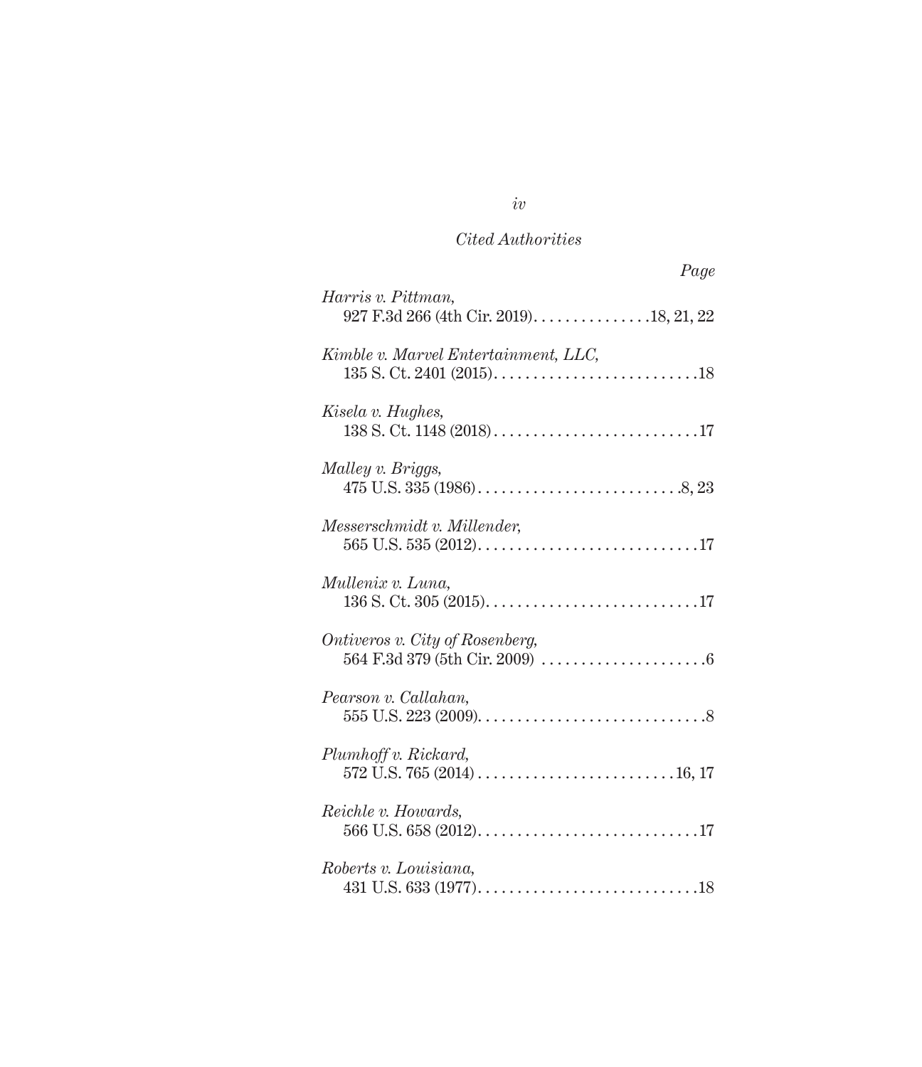*Cited Authorities*

*Page*

*Harris v. Pittman*,
927 F.3d 266 (4th Cir. 2019). . . . . . . . . . . . . . .18, 21, 22

*Kimble v. Marvel Entertainment, LLC*,
135 S. Ct. 2401 (2015). . . . . . . . . . . . . . . . . . . . . . . . . .18

*Kisela v. Hughes*,
138 S. Ct. 1148 (2018) . . . . . . . . . . . . . . . . . . . . . . . . . .17

*Malley v. Briggs*,
475 U.S. 335 (1986) . . . . . . . . . . . . . . . . . . . . . . . . . .8, 23

*Messerschmidt v. Millender*,
565 U.S. 535 (2012). . . . . . . . . . . . . . . . . . . . . . . . . . . .17

*Mullenix v. Luna*,
136 S. Ct. 305 (2015). . . . . . . . . . . . . . . . . . . . . . . . . . .17

*Ontiveros v. City of Rosenberg*,
564 F.3d 379 (5th Cir. 2009) . . . . . . . . . . . . . . . . . . . . .6

*Pearson v. Callahan*,
555 U.S. 223 (2009). . . . . . . . . . . . . . . . . . . . . . . . . . . . .8

*Plumhoff v. Rickard*,
572 U.S. 765 (2014) . . . . . . . . . . . . . . . . . . . . . . . . .16, 17

*Reichle v. Howards*,
566 U.S. 658 (2012). . . . . . . . . . . . . . . . . . . . . . . . . . . .17

*Roberts v. Louisiana*,
431 U.S. 633 (1977). . . . . . . . . . . . . . . . . . . . . . . . . . . .18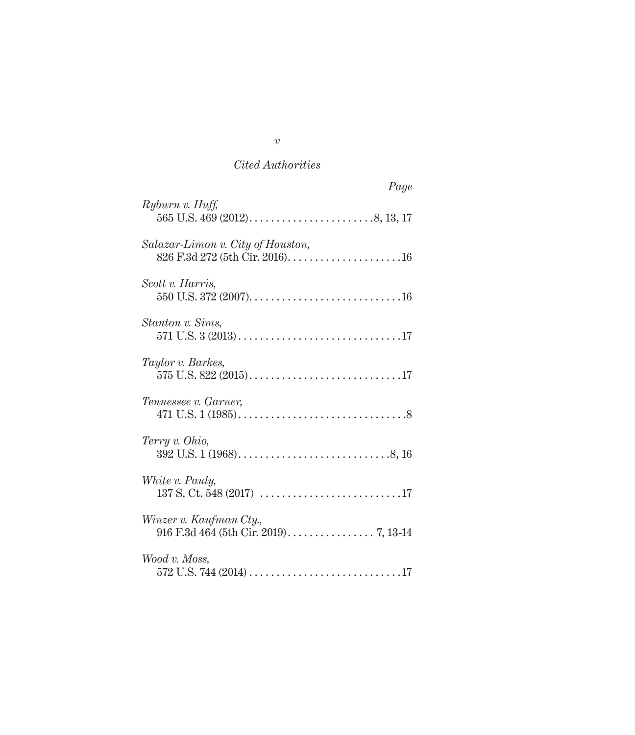*Cited Authorities*

*Page*

*Ryburn v. Huff*,
565 U.S. 469 (2012) . . . . . . . . . . . . . . . . . . . . . . . 8, 13, 17

*Salazar-Limon v. City of Houston*,
826 F.3d 272 (5th Cir. 2016) . . . . . . . . . . . . . . . . . . . . . 16

*Scott v. Harris*,
550 U.S. 372 (2007) . . . . . . . . . . . . . . . . . . . . . . . . . . . . 16

*Stanton v. Sims*,
571 U.S. 3 (2013) . . . . . . . . . . . . . . . . . . . . . . . . . . . . . . 17

*Taylor v. Barkes*,
575 U.S. 822 (2015) . . . . . . . . . . . . . . . . . . . . . . . . . . . . 17

*Tennessee v. Garner*,
471 U.S. 1 (1985) . . . . . . . . . . . . . . . . . . . . . . . . . . . . . . . 8

*Terry v. Ohio*,
392 U.S. 1 (1968) . . . . . . . . . . . . . . . . . . . . . . . . . . . . 8, 16

*White v. Pauly*,
137 S. Ct. 548 (2017) . . . . . . . . . . . . . . . . . . . . . . . . . . 17

*Winzer v. Kaufman Cty.*,
916 F.3d 464 (5th Cir. 2019) . . . . . . . . . . . . . . . . 7, 13-14

*Wood v. Moss*,
572 U.S. 744 (2014) . . . . . . . . . . . . . . . . . . . . . . . . . . . . 17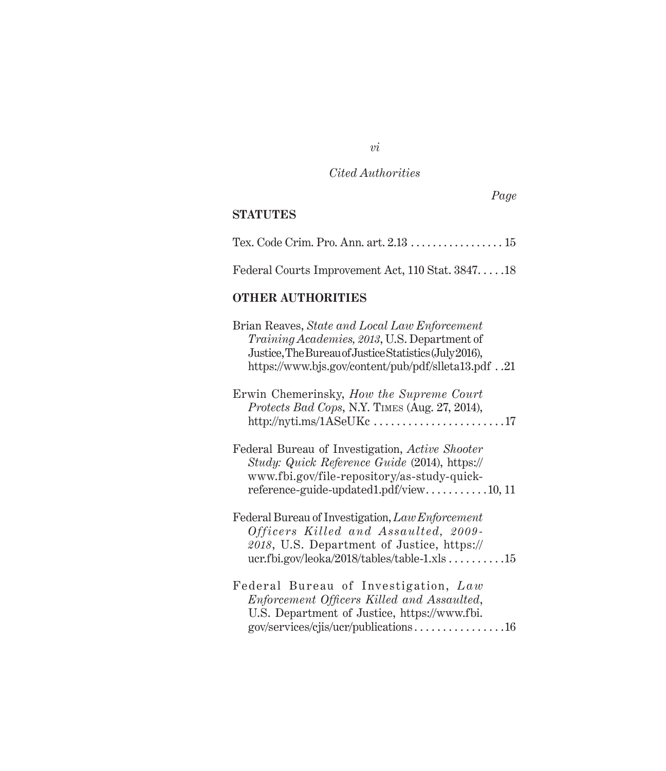*Cited Authorities*

*Page*

**STATUTES**

Tex. Code Crim. Pro. Ann. art. 2.13 . . . . . . . . . . . . . . . . . 15

Federal Courts Improvement Act, 110 Stat. 3847. . . . .18

**OTHER AUTHORITIES**

Brian Reaves, *State and Local Law Enforcement Training Academies, 2013*, U.S. Department of Justice, The Bureau of Justice Statistics (July 2016), https://www.bjs.gov/content/pub/pdf/slleta13.pdf . .21

Erwin Chemerinsky, *How the Supreme Court Protects Bad Cops*, N.Y. TIMES (Aug. 27, 2014), http://nyti.ms/1ASeUKc . . . . . . . . . . . . . . . . . . . . . . .17

Federal Bureau of Investigation, *Active Shooter Study: Quick Reference Guide* (2014), https://www.fbi.gov/file-repository/as-study-quick-reference-guide-updated1.pdf/view. . . . . . . . . . .10, 11

Federal Bureau of Investigation, *Law Enforcement Officers Killed and Assaulted, 2009-2018*, U.S. Department of Justice, https://ucr.fbi.gov/leoka/2018/tables/table-1.xls . . . . . . . . . .15

Federal Bureau of Investigation, *Law Enforcement Officers Killed and Assaulted*, U.S. Department of Justice, https://www.fbi.gov/services/cjis/ucr/publications . . . . . . . . . . . . . . . .16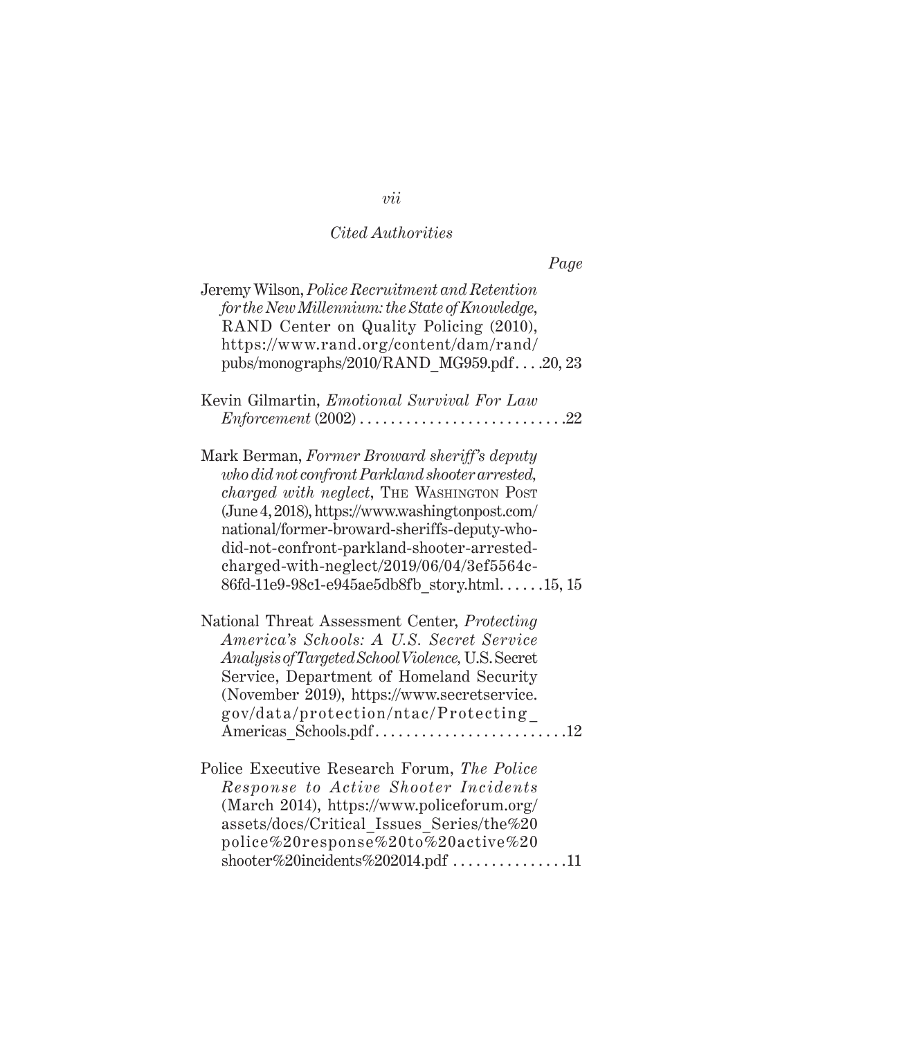*Cited Authorities*

*Page*

Jeremy Wilson, *Police Recruitment and Retention for the New Millennium: the State of Knowledge*, RAND Center on Quality Policing (2010), https://www.rand.org/content/dam/rand/pubs/monographs/2010/RAND_MG959.pdf. . . .20, 23

Kevin Gilmartin, *Emotional Survival For Law Enforcement* (2002) . . . . . . . . . . . . . . . . . . . . . . . . . . .22

Mark Berman, *Former Broward sheriff's deputy who did not confront Parkland shooter arrested, charged with neglect*, The Washington Post (June 4, 2018), https://www.washingtonpost.com/national/former-broward-sheriffs-deputy-who-did-not-confront-parkland-shooter-arrested-charged-with-neglect/2019/06/04/3ef5564c-86fd-11e9-98c1-e945ae5db8fb_story.html. . . . . .15, 15

National Threat Assessment Center, *Protecting America's Schools: A U.S. Secret Service Analysis of Targeted School Violence*, U.S. Secret Service, Department of Homeland Security (November 2019), https://www.secretservice.gov/data/protection/ntac/Protecting_Americas_Schools.pdf. . . . . . . . . . . . . . . . . . . . . . . . . .12

Police Executive Research Forum, *The Police Response to Active Shooter Incidents* (March 2014), https://www.policeforum.org/assets/docs/Critical_Issues_Series/the%20police%20response%20to%20active%20shooter%20incidents%202014.pdf . . . . . . . . . . . . . . .11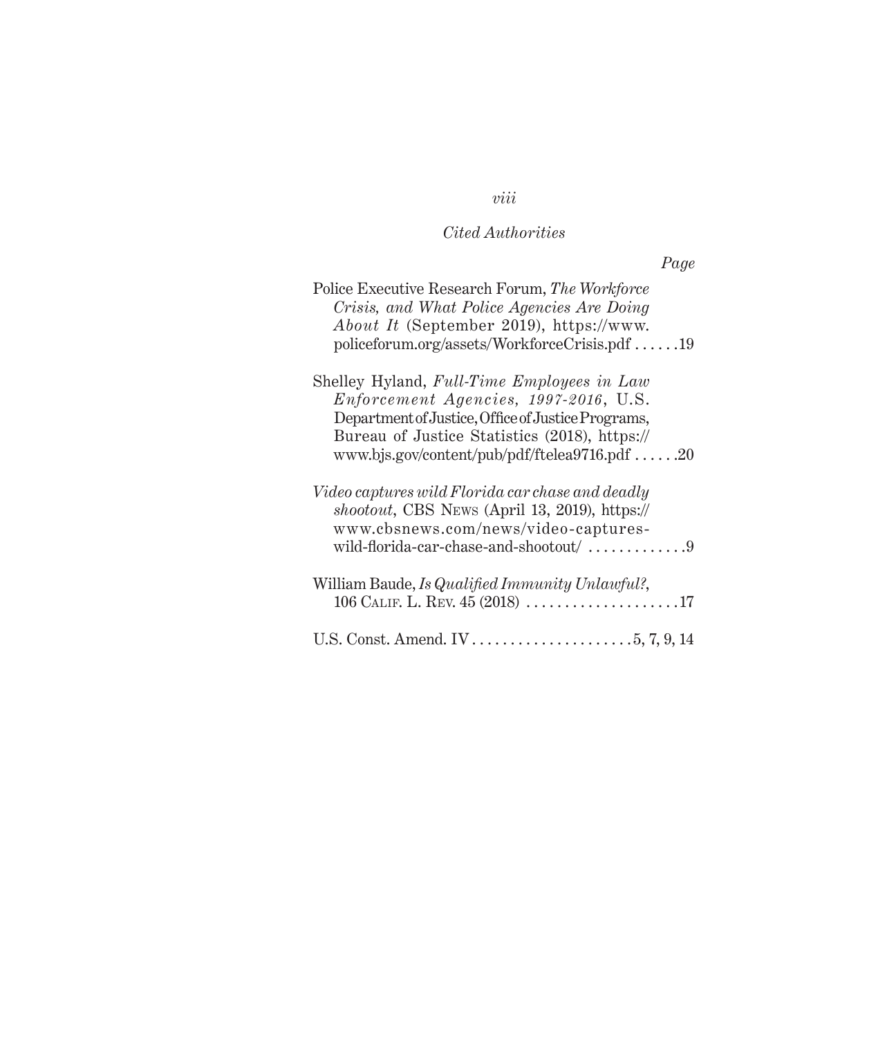*Cited Authorities*

*Page*

Police Executive Research Forum, *The Workforce Crisis, and What Police Agencies Are Doing About It* (September 2019), https://www.policeforum.org/assets/WorkforceCrisis.pdf . . . . . . 19

Shelley Hyland, *Full-Time Employees in Law Enforcement Agencies, 1997-2016*, U.S. Department of Justice, Office of Justice Programs, Bureau of Justice Statistics (2018), https://www.bjs.gov/content/pub/pdf/ftelea9716.pdf . . . . . . 20

*Video captures wild Florida car chase and deadly shootout*, CBS NEWS (April 13, 2019), https://www.cbsnews.com/news/video-captures-wild-florida-car-chase-and-shootout/ . . . . . . . . . . . . . 9

William Baude, *Is Qualified Immunity Unlawful?*, 106 CALIF. L. REV. 45 (2018) . . . . . . . . . . . . . . . . . . . . 17

U.S. Const. Amend. IV . . . . . . . . . . . . . . . . . . . . . 5, 7, 9, 14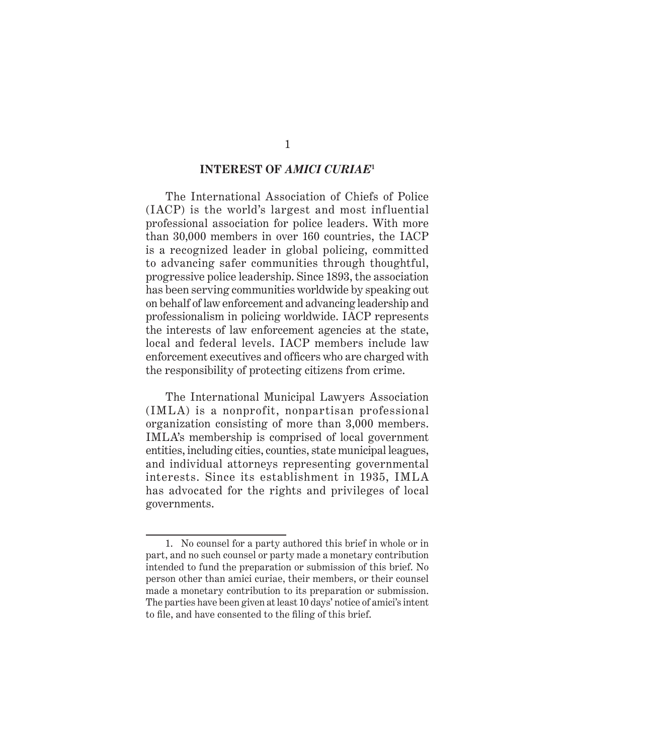## INTEREST OF *AMICI CURIAE*[1]

The International Association of Chiefs of Police (IACP) is the world's largest and most influential professional association for police leaders. With more than 30,000 members in over 160 countries, the IACP is a recognized leader in global policing, committed to advancing safer communities through thoughtful, progressive police leadership. Since 1893, the association has been serving communities worldwide by speaking out on behalf of law enforcement and advancing leadership and professionalism in policing worldwide. IACP represents the interests of law enforcement agencies at the state, local and federal levels. IACP members include law enforcement executives and officers who are charged with the responsibility of protecting citizens from crime.

The International Municipal Lawyers Association (IMLA) is a nonprofit, nonpartisan professional organization consisting of more than 3,000 members. IMLA's membership is comprised of local government entities, including cities, counties, state municipal leagues, and individual attorneys representing governmental interests. Since its establishment in 1935, IMLA has advocated for the rights and privileges of local governments.

---

1. No counsel for a party authored this brief in whole or in part, and no such counsel or party made a monetary contribution intended to fund the preparation or submission of this brief. No person other than amici curiae, their members, or their counsel made a monetary contribution to its preparation or submission. The parties have been given at least 10 days' notice of amici's intent to file, and have consented to the filing of this brief.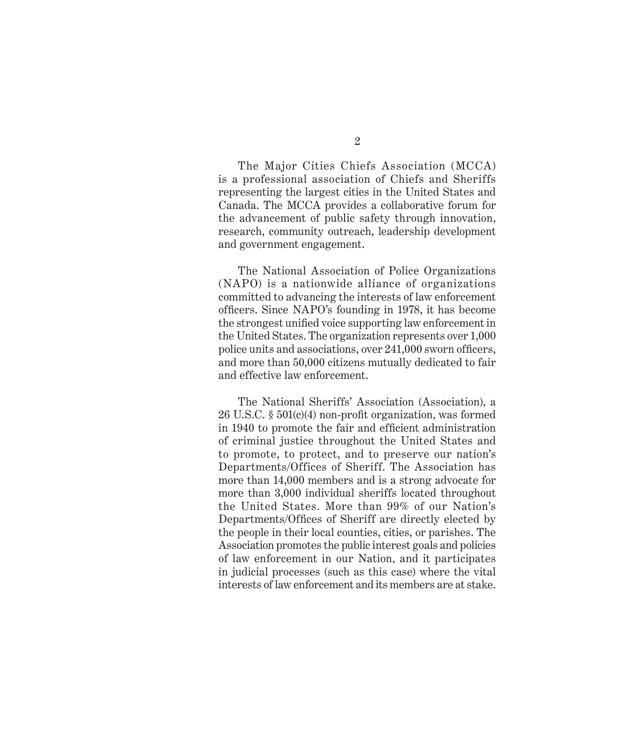The Major Cities Chiefs Association (MCCA) is a professional association of Chiefs and Sheriffs representing the largest cities in the United States and Canada. The MCCA provides a collaborative forum for the advancement of public safety through innovation, research, community outreach, leadership development and government engagement.

The National Association of Police Organizations (NAPO) is a nationwide alliance of organizations committed to advancing the interests of law enforcement officers. Since NAPO's founding in 1978, it has become the strongest unified voice supporting law enforcement in the United States. The organization represents over 1,000 police units and associations, over 241,000 sworn officers, and more than 50,000 citizens mutually dedicated to fair and effective law enforcement.

The National Sheriffs' Association (Association), a 26 U.S.C. § 501(c)(4) non-profit organization, was formed in 1940 to promote the fair and efficient administration of criminal justice throughout the United States and to promote, to protect, and to preserve our nation's Departments/Offices of Sheriff. The Association has more than 14,000 members and is a strong advocate for more than 3,000 individual sheriffs located throughout the United States. More than 99% of our Nation's Departments/Offices of Sheriff are directly elected by the people in their local counties, cities, or parishes. The Association promotes the public interest goals and policies of law enforcement in our Nation, and it participates in judicial processes (such as this case) where the vital interests of law enforcement and its members are at stake.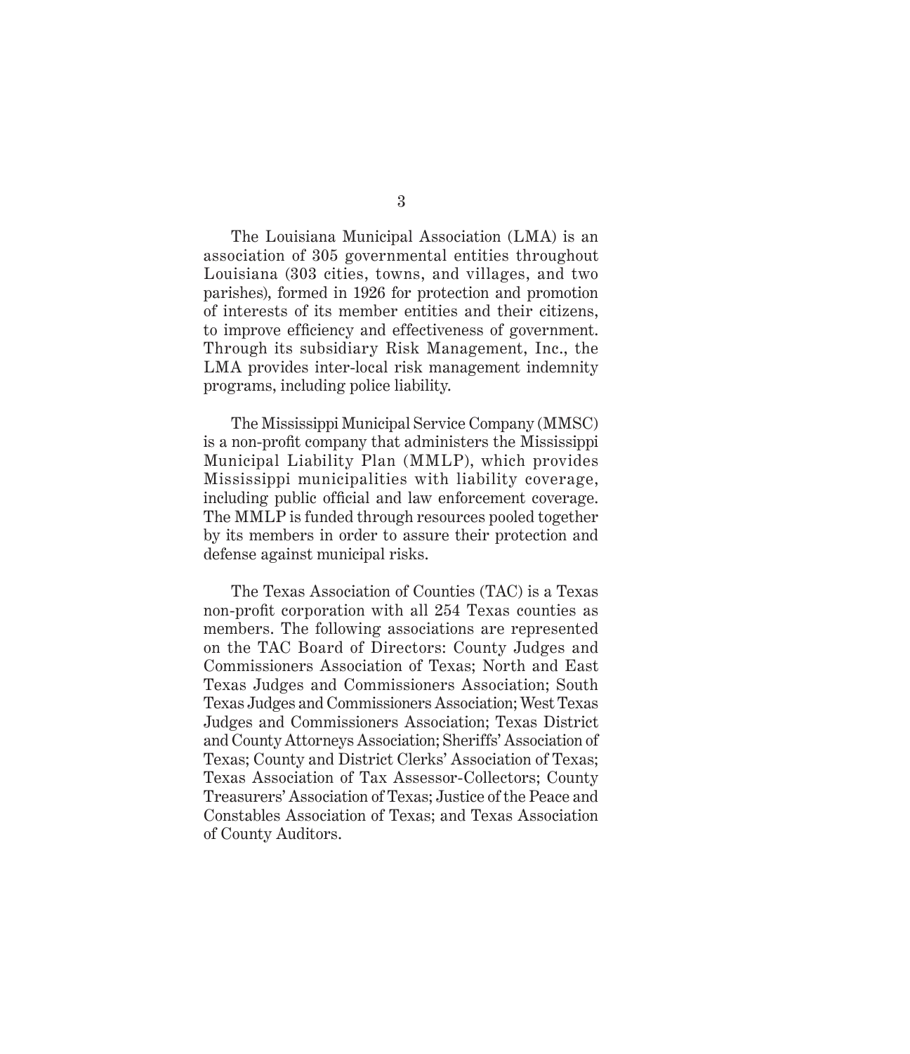The Louisiana Municipal Association (LMA) is an association of 305 governmental entities throughout Louisiana (303 cities, towns, and villages, and two parishes), formed in 1926 for protection and promotion of interests of its member entities and their citizens, to improve efficiency and effectiveness of government. Through its subsidiary Risk Management, Inc., the LMA provides inter-local risk management indemnity programs, including police liability.

The Mississippi Municipal Service Company (MMSC) is a non-profit company that administers the Mississippi Municipal Liability Plan (MMLP), which provides Mississippi municipalities with liability coverage, including public official and law enforcement coverage. The MMLP is funded through resources pooled together by its members in order to assure their protection and defense against municipal risks.

The Texas Association of Counties (TAC) is a Texas non-profit corporation with all 254 Texas counties as members. The following associations are represented on the TAC Board of Directors: County Judges and Commissioners Association of Texas; North and East Texas Judges and Commissioners Association; South Texas Judges and Commissioners Association; West Texas Judges and Commissioners Association; Texas District and County Attorneys Association; Sheriffs' Association of Texas; County and District Clerks' Association of Texas; Texas Association of Tax Assessor-Collectors; County Treasurers' Association of Texas; Justice of the Peace and Constables Association of Texas; and Texas Association of County Auditors.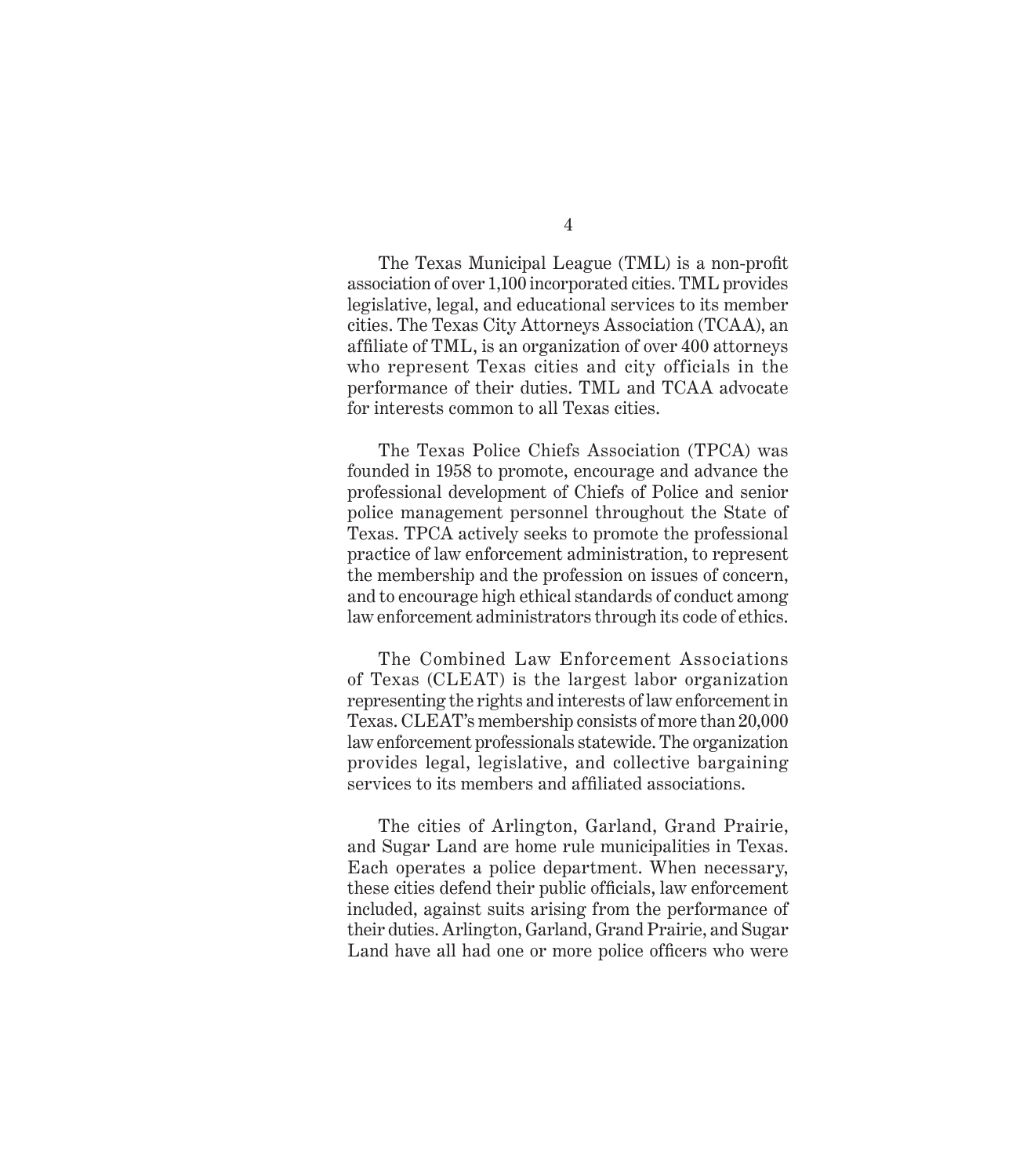The Texas Municipal League (TML) is a non-profit association of over 1,100 incorporated cities. TML provides legislative, legal, and educational services to its member cities. The Texas City Attorneys Association (TCAA), an affiliate of TML, is an organization of over 400 attorneys who represent Texas cities and city officials in the performance of their duties. TML and TCAA advocate for interests common to all Texas cities.

The Texas Police Chiefs Association (TPCA) was founded in 1958 to promote, encourage and advance the professional development of Chiefs of Police and senior police management personnel throughout the State of Texas. TPCA actively seeks to promote the professional practice of law enforcement administration, to represent the membership and the profession on issues of concern, and to encourage high ethical standards of conduct among law enforcement administrators through its code of ethics.

The Combined Law Enforcement Associations of Texas (CLEAT) is the largest labor organization representing the rights and interests of law enforcement in Texas. CLEAT's membership consists of more than 20,000 law enforcement professionals statewide. The organization provides legal, legislative, and collective bargaining services to its members and affiliated associations.

The cities of Arlington, Garland, Grand Prairie, and Sugar Land are home rule municipalities in Texas. Each operates a police department. When necessary, these cities defend their public officials, law enforcement included, against suits arising from the performance of their duties. Arlington, Garland, Grand Prairie, and Sugar Land have all had one or more police officers who were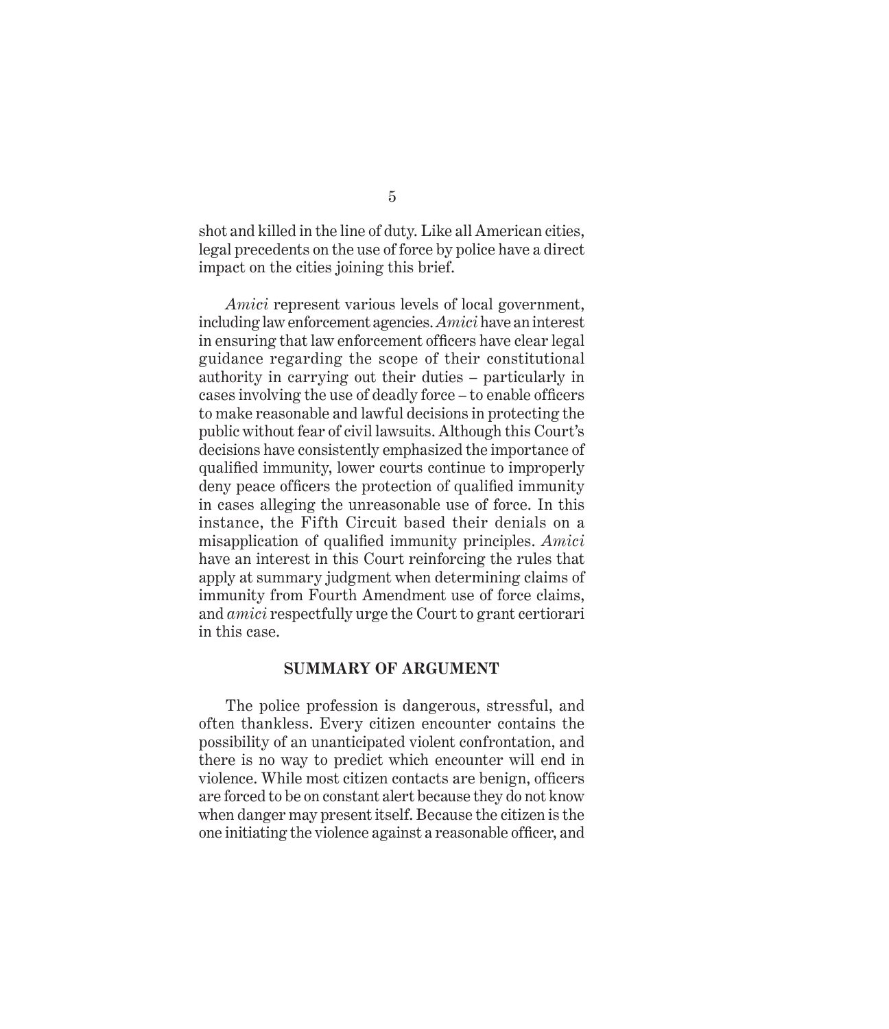shot and killed in the line of duty. Like all American cities, legal precedents on the use of force by police have a direct impact on the cities joining this brief.

*Amici* represent various levels of local government, including law enforcement agencies. *Amici* have an interest in ensuring that law enforcement officers have clear legal guidance regarding the scope of their constitutional authority in carrying out their duties – particularly in cases involving the use of deadly force – to enable officers to make reasonable and lawful decisions in protecting the public without fear of civil lawsuits. Although this Court's decisions have consistently emphasized the importance of qualified immunity, lower courts continue to improperly deny peace officers the protection of qualified immunity in cases alleging the unreasonable use of force. In this instance, the Fifth Circuit based their denials on a misapplication of qualified immunity principles. *Amici* have an interest in this Court reinforcing the rules that apply at summary judgment when determining claims of immunity from Fourth Amendment use of force claims, and *amici* respectfully urge the Court to grant certiorari in this case.

## SUMMARY OF ARGUMENT

The police profession is dangerous, stressful, and often thankless. Every citizen encounter contains the possibility of an unanticipated violent confrontation, and there is no way to predict which encounter will end in violence. While most citizen contacts are benign, officers are forced to be on constant alert because they do not know when danger may present itself. Because the citizen is the one initiating the violence against a reasonable officer, and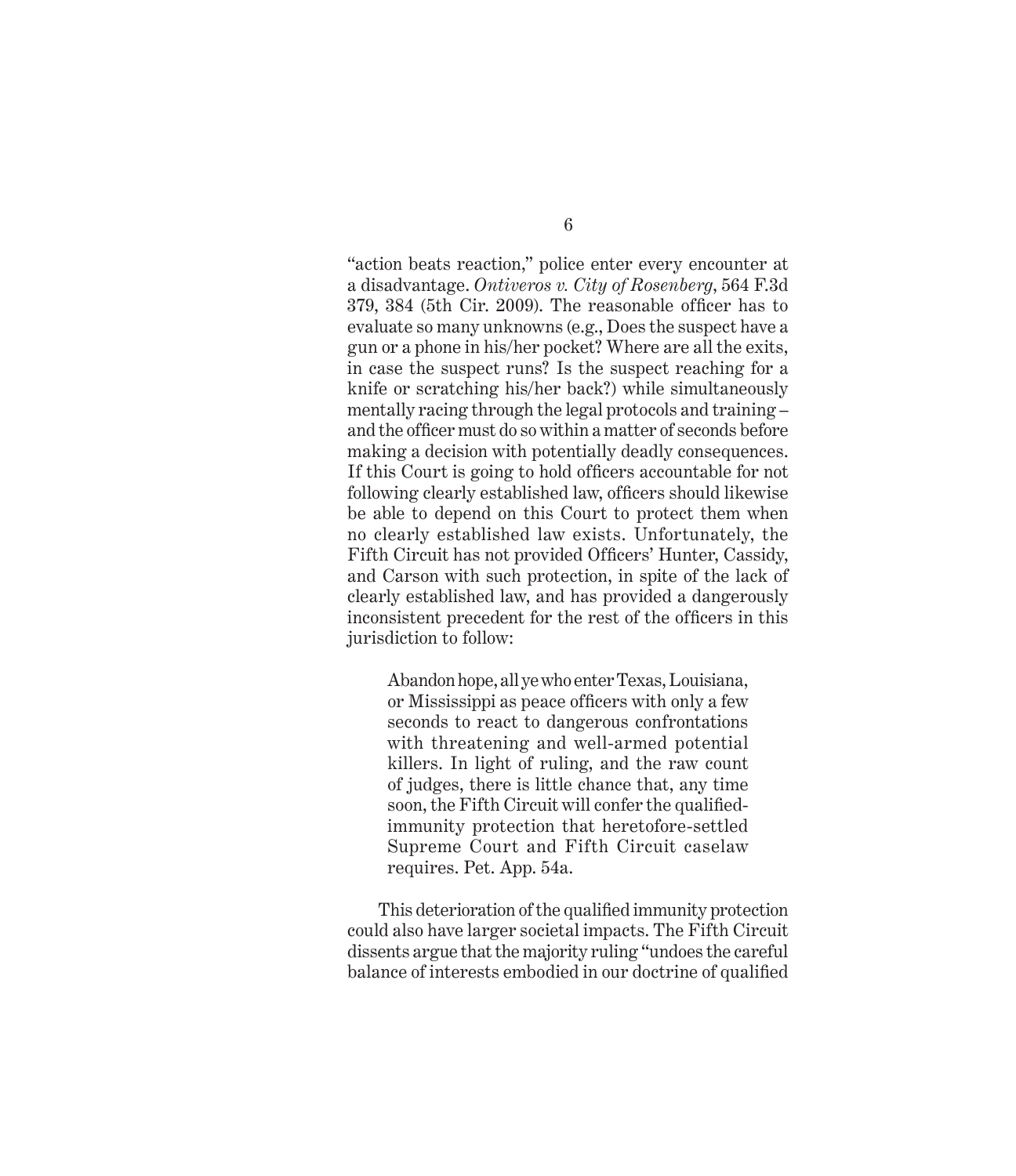"action beats reaction," police enter every encounter at a disadvantage. *Ontiveros v. City of Rosenberg*, 564 F.3d 379, 384 (5th Cir. 2009). The reasonable officer has to evaluate so many unknowns (e.g., Does the suspect have a gun or a phone in his/her pocket? Where are all the exits, in case the suspect runs? Is the suspect reaching for a knife or scratching his/her back?) while simultaneously mentally racing through the legal protocols and training – and the officer must do so within a matter of seconds before making a decision with potentially deadly consequences. If this Court is going to hold officers accountable for not following clearly established law, officers should likewise be able to depend on this Court to protect them when no clearly established law exists. Unfortunately, the Fifth Circuit has not provided Officers' Hunter, Cassidy, and Carson with such protection, in spite of the lack of clearly established law, and has provided a dangerously inconsistent precedent for the rest of the officers in this jurisdiction to follow:

> Abandon hope, all ye who enter Texas, Louisiana, or Mississippi as peace officers with only a few seconds to react to dangerous confrontations with threatening and well-armed potential killers. In light of ruling, and the raw count of judges, there is little chance that, any time soon, the Fifth Circuit will confer the qualified-immunity protection that heretofore-settled Supreme Court and Fifth Circuit caselaw requires. Pet. App. 54a.

This deterioration of the qualified immunity protection could also have larger societal impacts. The Fifth Circuit dissents argue that the majority ruling "undoes the careful balance of interests embodied in our doctrine of qualified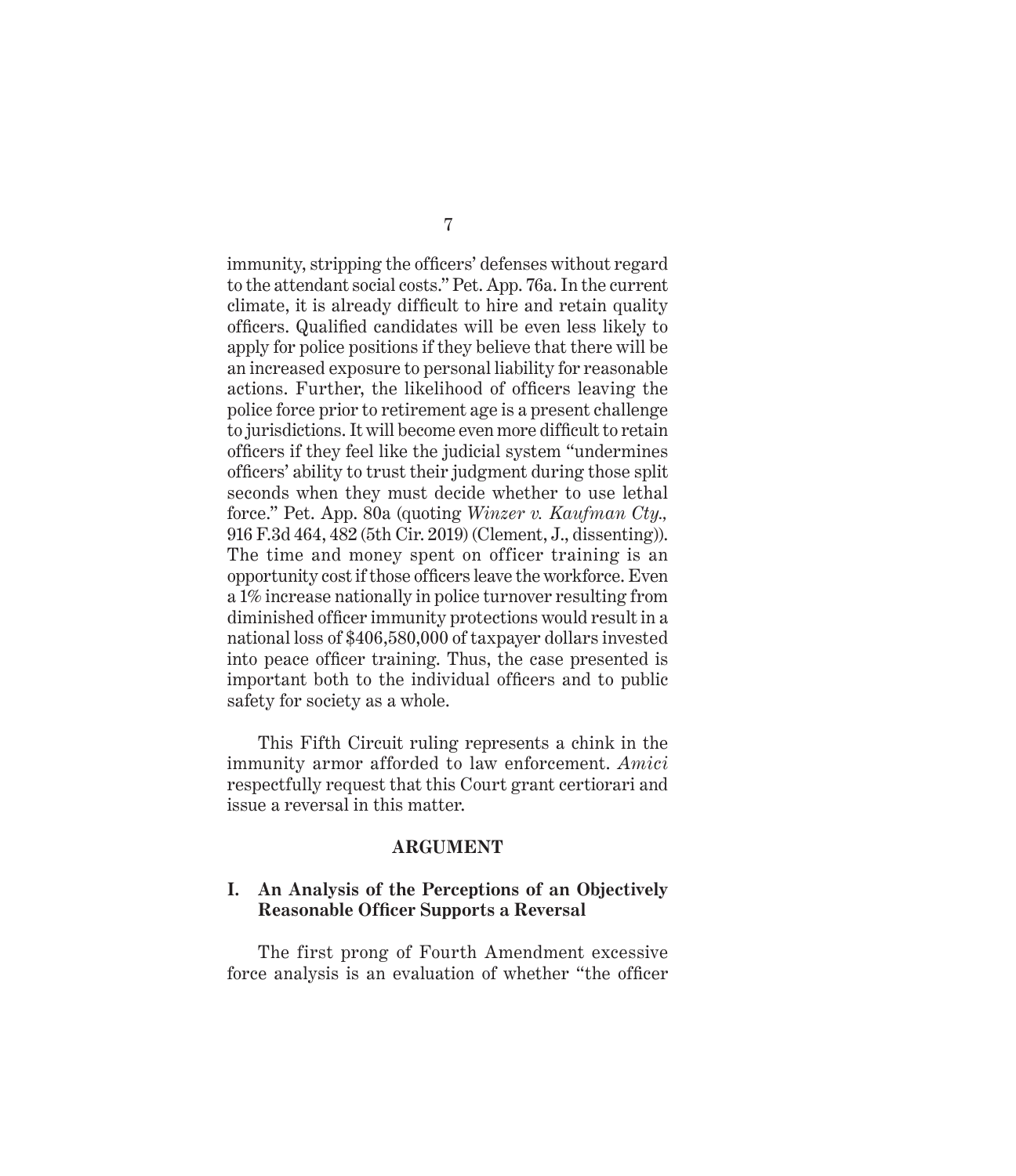immunity, stripping the officers' defenses without regard to the attendant social costs." Pet. App. 76a. In the current climate, it is already difficult to hire and retain quality officers. Qualified candidates will be even less likely to apply for police positions if they believe that there will be an increased exposure to personal liability for reasonable actions. Further, the likelihood of officers leaving the police force prior to retirement age is a present challenge to jurisdictions. It will become even more difficult to retain officers if they feel like the judicial system "undermines officers' ability to trust their judgment during those split seconds when they must decide whether to use lethal force." Pet. App. 80a (quoting *Winzer v. Kaufman Cty.*, 916 F.3d 464, 482 (5th Cir. 2019) (Clement, J., dissenting)). The time and money spent on officer training is an opportunity cost if those officers leave the workforce. Even a 1% increase nationally in police turnover resulting from diminished officer immunity protections would result in a national loss of $406,580,000 of taxpayer dollars invested into peace officer training. Thus, the case presented is important both to the individual officers and to public safety for society as a whole.

This Fifth Circuit ruling represents a chink in the immunity armor afforded to law enforcement. *Amici* respectfully request that this Court grant certiorari and issue a reversal in this matter.

## ARGUMENT

### I. An Analysis of the Perceptions of an Objectively Reasonable Officer Supports a Reversal

The first prong of Fourth Amendment excessive force analysis is an evaluation of whether "the officer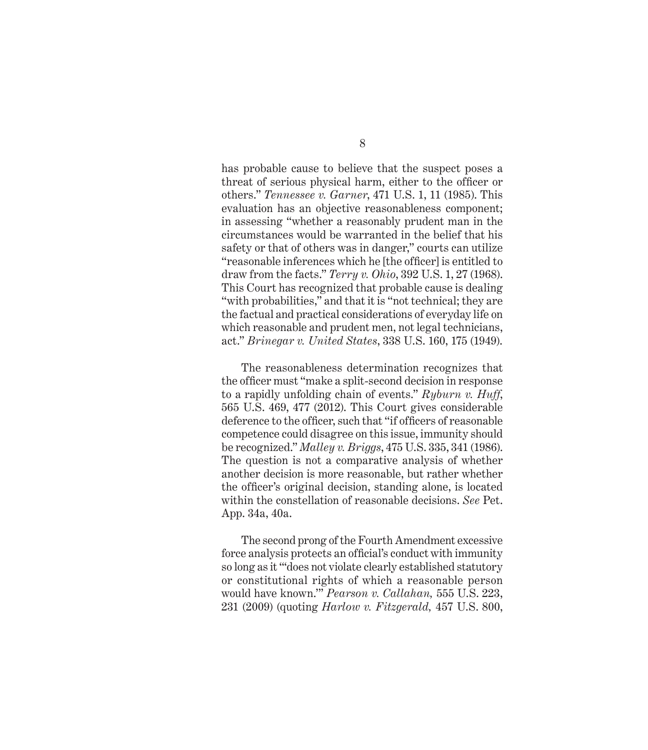has probable cause to believe that the suspect poses a threat of serious physical harm, either to the officer or others." *Tennessee v. Garner*, 471 U.S. 1, 11 (1985). This evaluation has an objective reasonableness component; in assessing "whether a reasonably prudent man in the circumstances would be warranted in the belief that his safety or that of others was in danger," courts can utilize "reasonable inferences which he [the officer] is entitled to draw from the facts." *Terry v. Ohio*, 392 U.S. 1, 27 (1968). This Court has recognized that probable cause is dealing "with probabilities," and that it is "not technical; they are the factual and practical considerations of everyday life on which reasonable and prudent men, not legal technicians, act." *Brinegar v. United States*, 338 U.S. 160, 175 (1949).

The reasonableness determination recognizes that the officer must "make a split-second decision in response to a rapidly unfolding chain of events." *Ryburn v. Huff*, 565 U.S. 469, 477 (2012). This Court gives considerable deference to the officer, such that "if officers of reasonable competence could disagree on this issue, immunity should be recognized." *Malley v. Briggs*, 475 U.S. 335, 341 (1986). The question is not a comparative analysis of whether another decision is more reasonable, but rather whether the officer's original decision, standing alone, is located within the constellation of reasonable decisions. *See* Pet. App. 34a, 40a.

The second prong of the Fourth Amendment excessive force analysis protects an official's conduct with immunity so long as it "'does not violate clearly established statutory or constitutional rights of which a reasonable person would have known.'" *Pearson v. Callahan,* 555 U.S. 223, 231 (2009) (quoting *Harlow v. Fitzgerald,* 457 U.S. 800,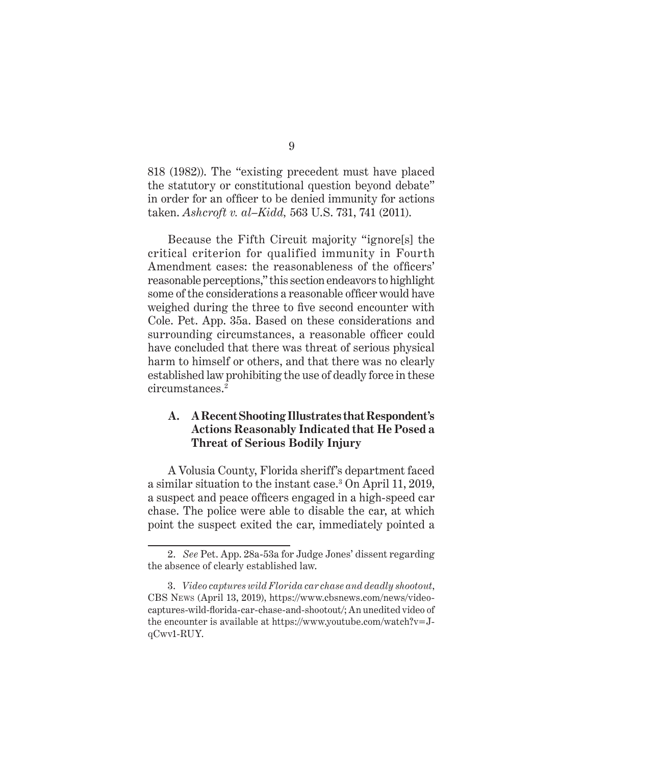818 (1982)). The "existing precedent must have placed the statutory or constitutional question beyond debate" in order for an officer to be denied immunity for actions taken. *Ashcroft v. al–Kidd,* 563 U.S. 731, 741 (2011).

Because the Fifth Circuit majority "ignore[s] the critical criterion for qualified immunity in Fourth Amendment cases: the reasonableness of the officers' reasonable perceptions," this section endeavors to highlight some of the considerations a reasonable officer would have weighed during the three to five second encounter with Cole. Pet. App. 35a. Based on these considerations and surrounding circumstances, a reasonable officer could have concluded that there was threat of serious physical harm to himself or others, and that there was no clearly established law prohibiting the use of deadly force in these circumstances.[2]

### A. A Recent Shooting Illustrates that Respondent's Actions Reasonably Indicated that He Posed a Threat of Serious Bodily Injury

A Volusia County, Florida sheriff's department faced a similar situation to the instant case.[3] On April 11, 2019, a suspect and peace officers engaged in a high-speed car chase. The police were able to disable the car, at which point the suspect exited the car, immediately pointed a

---

2. *See* Pet. App. 28a-53a for Judge Jones' dissent regarding the absence of clearly established law.

3. *Video captures wild Florida car chase and deadly shootout*, CBS News (April 13, 2019), https://www.cbsnews.com/news/video-captures-wild-florida-car-chase-and-shootout/; An unedited video of the encounter is available at https://www.youtube.com/watch?v=J-qCwv1-RUY.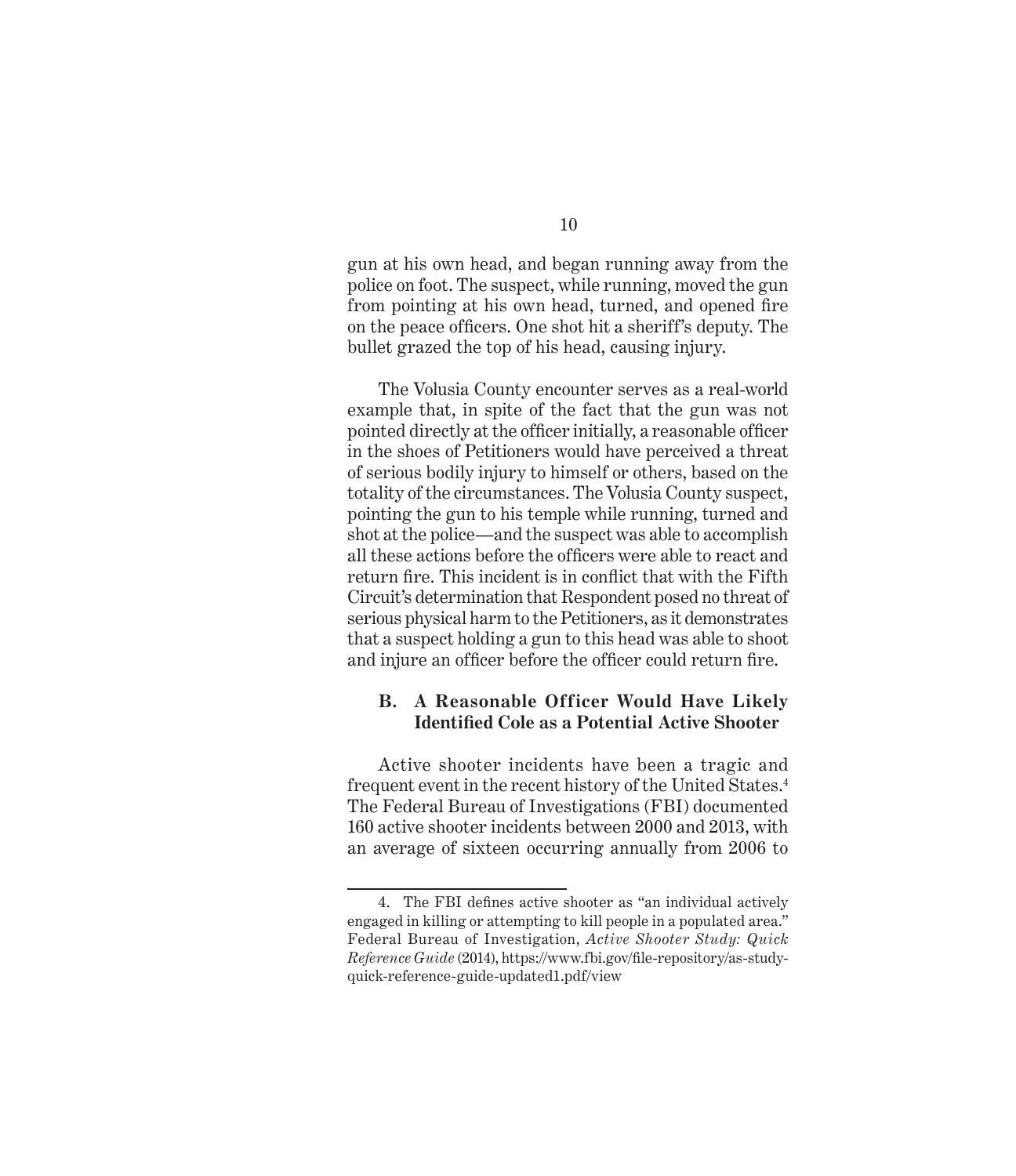gun at his own head, and began running away from the police on foot. The suspect, while running, moved the gun from pointing at his own head, turned, and opened fire on the peace officers. One shot hit a sheriff's deputy. The bullet grazed the top of his head, causing injury.

The Volusia County encounter serves as a real-world example that, in spite of the fact that the gun was not pointed directly at the officer initially, a reasonable officer in the shoes of Petitioners would have perceived a threat of serious bodily injury to himself or others, based on the totality of the circumstances. The Volusia County suspect, pointing the gun to his temple while running, turned and shot at the police—and the suspect was able to accomplish all these actions before the officers were able to react and return fire. This incident is in conflict that with the Fifth Circuit's determination that Respondent posed no threat of serious physical harm to the Petitioners, as it demonstrates that a suspect holding a gun to this head was able to shoot and injure an officer before the officer could return fire.

### B. A Reasonable Officer Would Have Likely Identified Cole as a Potential Active Shooter

Active shooter incidents have been a tragic and frequent event in the recent history of the United States.[4] The Federal Bureau of Investigations (FBI) documented 160 active shooter incidents between 2000 and 2013, with an average of sixteen occurring annually from 2006 to

---

4. The FBI defines active shooter as "an individual actively engaged in killing or attempting to kill people in a populated area." Federal Bureau of Investigation, *Active Shooter Study: Quick Reference Guide* (2014), https://www.fbi.gov/file-repository/as-study-quick-reference-guide-updated1.pdf/view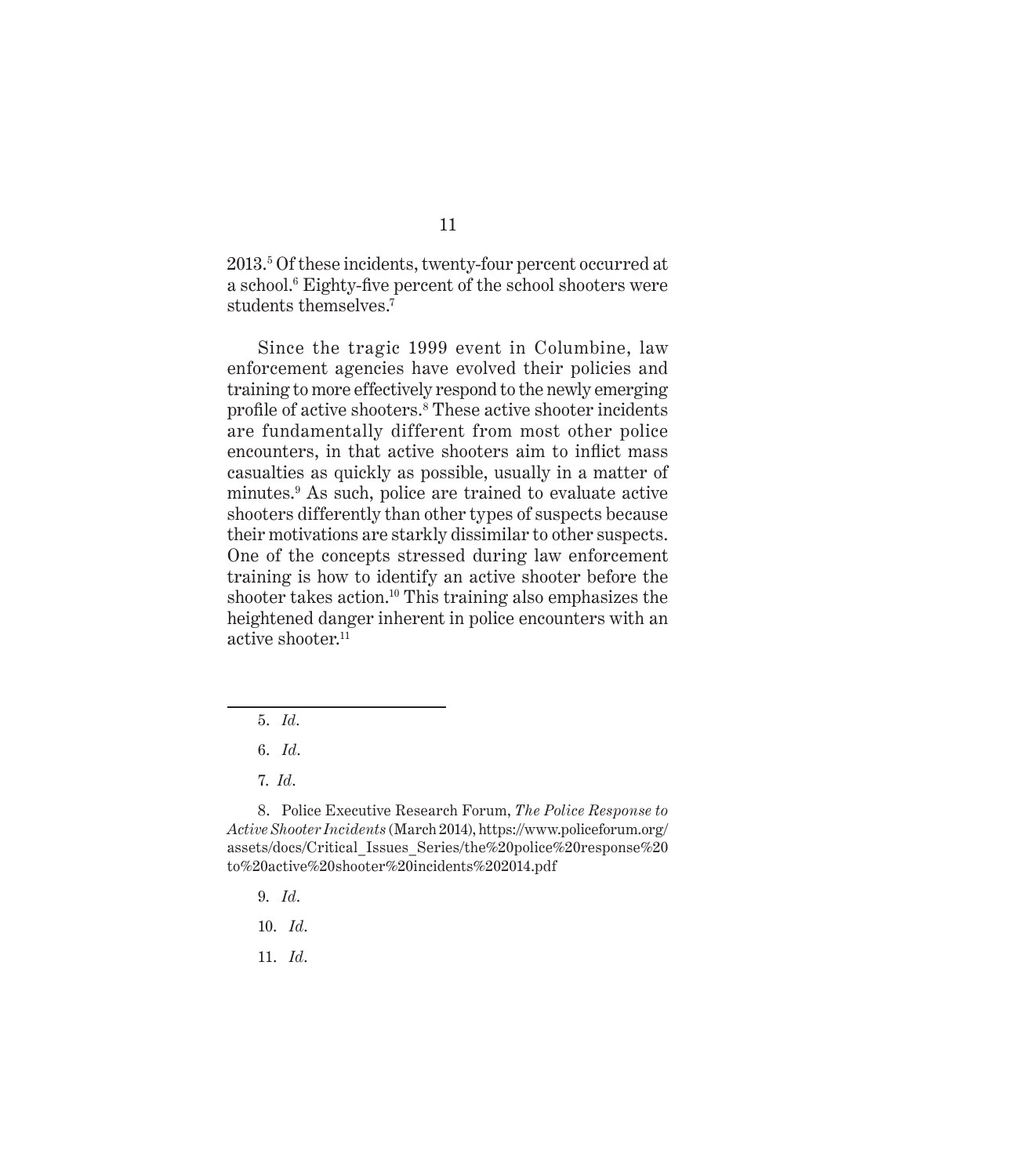2013.[5] Of these incidents, twenty-four percent occurred at a school.[6] Eighty-five percent of the school shooters were students themselves.[7]

Since the tragic 1999 event in Columbine, law enforcement agencies have evolved their policies and training to more effectively respond to the newly emerging profile of active shooters.[8] These active shooter incidents are fundamentally different from most other police encounters, in that active shooters aim to inflict mass casualties as quickly as possible, usually in a matter of minutes.[9] As such, police are trained to evaluate active shooters differently than other types of suspects because their motivations are starkly dissimilar to other suspects. One of the concepts stressed during law enforcement training is how to identify an active shooter before the shooter takes action.[10] This training also emphasizes the heightened danger inherent in police encounters with an active shooter.[11]

---

5. *Id.*

6. *Id.*

7. *Id.*

8. Police Executive Research Forum, *The Police Response to Active Shooter Incidents* (March 2014), https://www.policeforum.org/assets/docs/Critical_Issues_Series/the%20police%20response%20to%20active%20shooter%20incidents%202014.pdf

9. *Id.*

10. *Id.*

11. *Id.*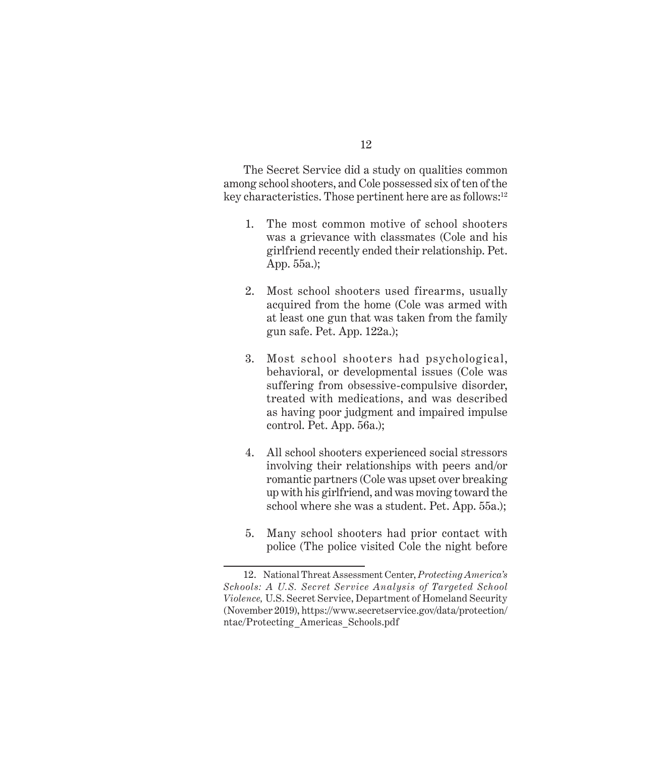The Secret Service did a study on qualities common among school shooters, and Cole possessed six of ten of the key characteristics. Those pertinent here are as follows:[12]

1. The most common motive of school shooters was a grievance with classmates (Cole and his girlfriend recently ended their relationship. Pet. App. 55a.);

2. Most school shooters used firearms, usually acquired from the home (Cole was armed with at least one gun that was taken from the family gun safe. Pet. App. 122a.);

3. Most school shooters had psychological, behavioral, or developmental issues (Cole was suffering from obsessive-compulsive disorder, treated with medications, and was described as having poor judgment and impaired impulse control. Pet. App. 56a.);

4. All school shooters experienced social stressors involving their relationships with peers and/or romantic partners (Cole was upset over breaking up with his girlfriend, and was moving toward the school where she was a student. Pet. App. 55a.);

5. Many school shooters had prior contact with police (The police visited Cole the night before

---

12. National Threat Assessment Center, *Protecting America's Schools: A U.S. Secret Service Analysis of Targeted School Violence,* U.S. Secret Service, Department of Homeland Security (November 2019), https://www.secretservice.gov/data/protection/ntac/Protecting_Americas_Schools.pdf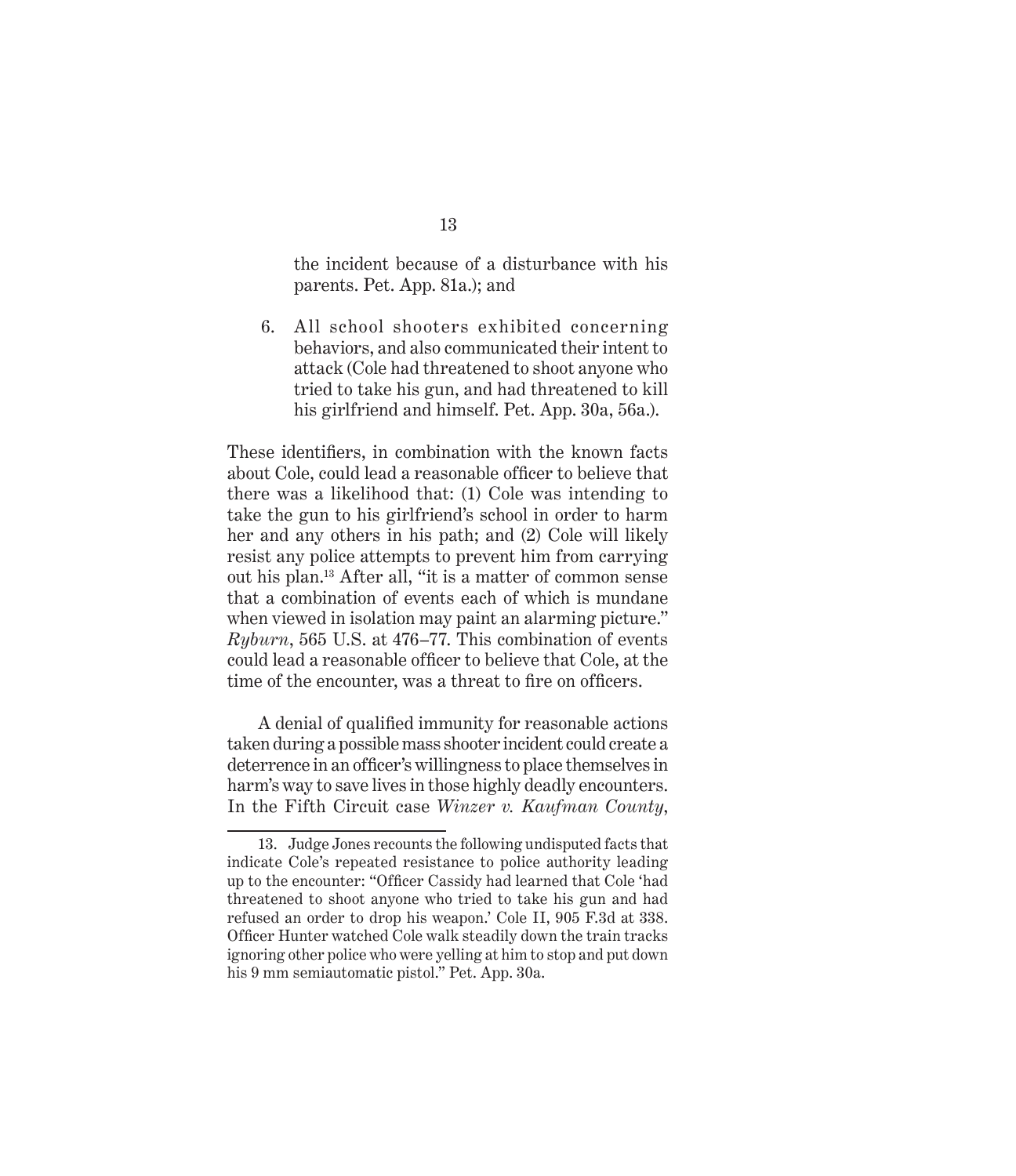the incident because of a disturbance with his parents. Pet. App. 81a.); and

6. All school shooters exhibited concerning behaviors, and also communicated their intent to attack (Cole had threatened to shoot anyone who tried to take his gun, and had threatened to kill his girlfriend and himself. Pet. App. 30a, 56a.).

These identifiers, in combination with the known facts about Cole, could lead a reasonable officer to believe that there was a likelihood that: (1) Cole was intending to take the gun to his girlfriend's school in order to harm her and any others in his path; and (2) Cole will likely resist any police attempts to prevent him from carrying out his plan.[13] After all, "it is a matter of common sense that a combination of events each of which is mundane when viewed in isolation may paint an alarming picture." *Ryburn*, 565 U.S. at 476–77. This combination of events could lead a reasonable officer to believe that Cole, at the time of the encounter, was a threat to fire on officers.

A denial of qualified immunity for reasonable actions taken during a possible mass shooter incident could create a deterrence in an officer's willingness to place themselves in harm's way to save lives in those highly deadly encounters. In the Fifth Circuit case *Winzer v. Kaufman County*,

---

13. Judge Jones recounts the following undisputed facts that indicate Cole's repeated resistance to police authority leading up to the encounter: "Officer Cassidy had learned that Cole 'had threatened to shoot anyone who tried to take his gun and had refused an order to drop his weapon.' Cole II, 905 F.3d at 338. Officer Hunter watched Cole walk steadily down the train tracks ignoring other police who were yelling at him to stop and put down his 9 mm semiautomatic pistol." Pet. App. 30a.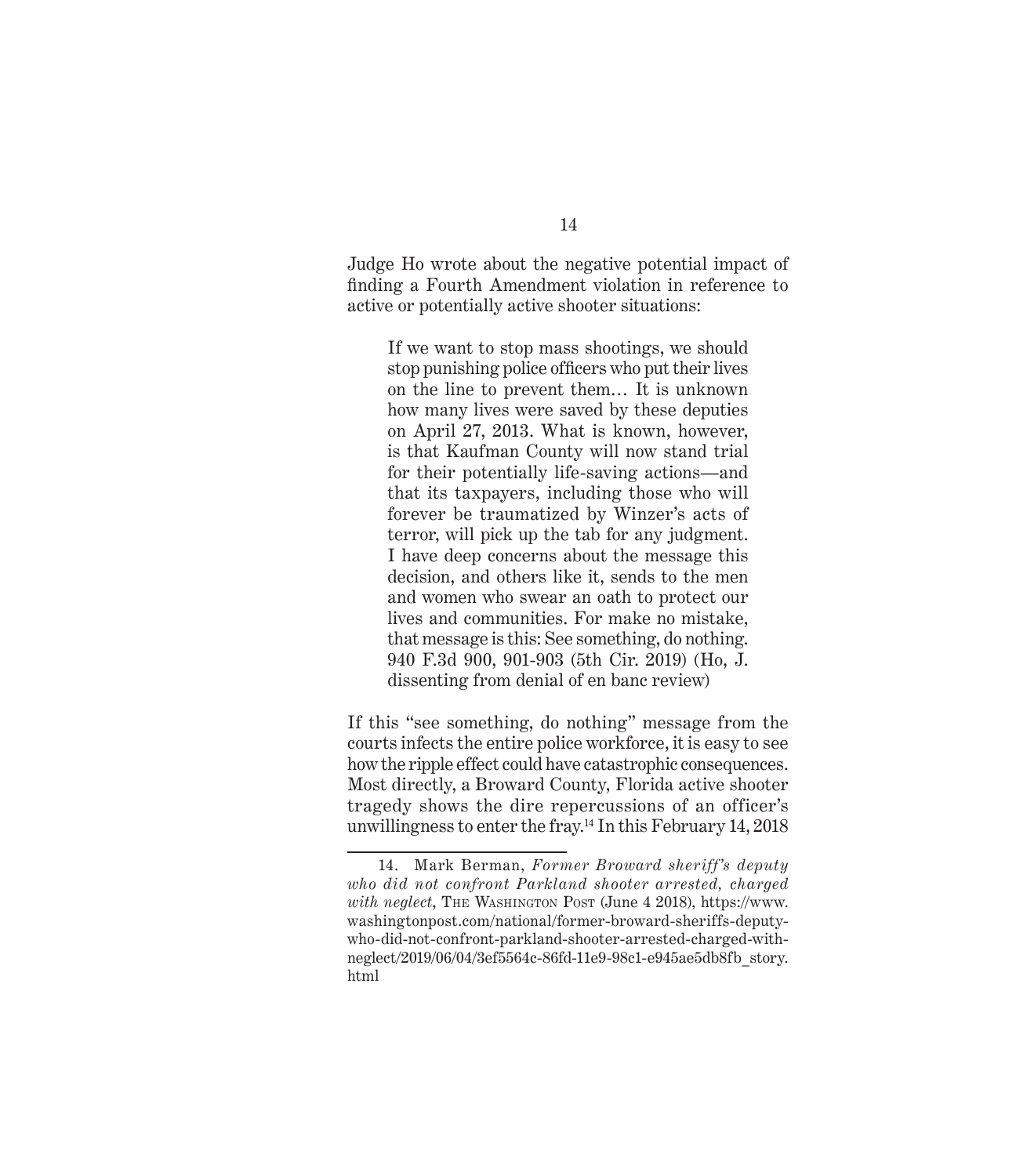Judge Ho wrote about the negative potential impact of finding a Fourth Amendment violation in reference to active or potentially active shooter situations:

> If we want to stop mass shootings, we should stop punishing police officers who put their lives on the line to prevent them… It is unknown how many lives were saved by these deputies on April 27, 2013. What is known, however, is that Kaufman County will now stand trial for their potentially life-saving actions—and that its taxpayers, including those who will forever be traumatized by Winzer's acts of terror, will pick up the tab for any judgment. I have deep concerns about the message this decision, and others like it, sends to the men and women who swear an oath to protect our lives and communities. For make no mistake, that message is this: See something, do nothing. 940 F.3d 900, 901-903 (5th Cir. 2019) (Ho, J. dissenting from denial of en banc review)

If this "see something, do nothing" message from the courts infects the entire police workforce, it is easy to see how the ripple effect could have catastrophic consequences. Most directly, a Broward County, Florida active shooter tragedy shows the dire repercussions of an officer's unwillingness to enter the fray.[14] In this February 14, 2018

---

14. Mark Berman, *Former Broward sheriff's deputy who did not confront Parkland shooter arrested, charged with neglect*, The Washington Post (June 4 2018), https://www.washingtonpost.com/national/former-broward-sheriffs-deputy-who-did-not-confront-parkland-shooter-arrested-charged-with-neglect/2019/06/04/3ef5564c-86fd-11e9-98c1-e945ae5db8fb_story.html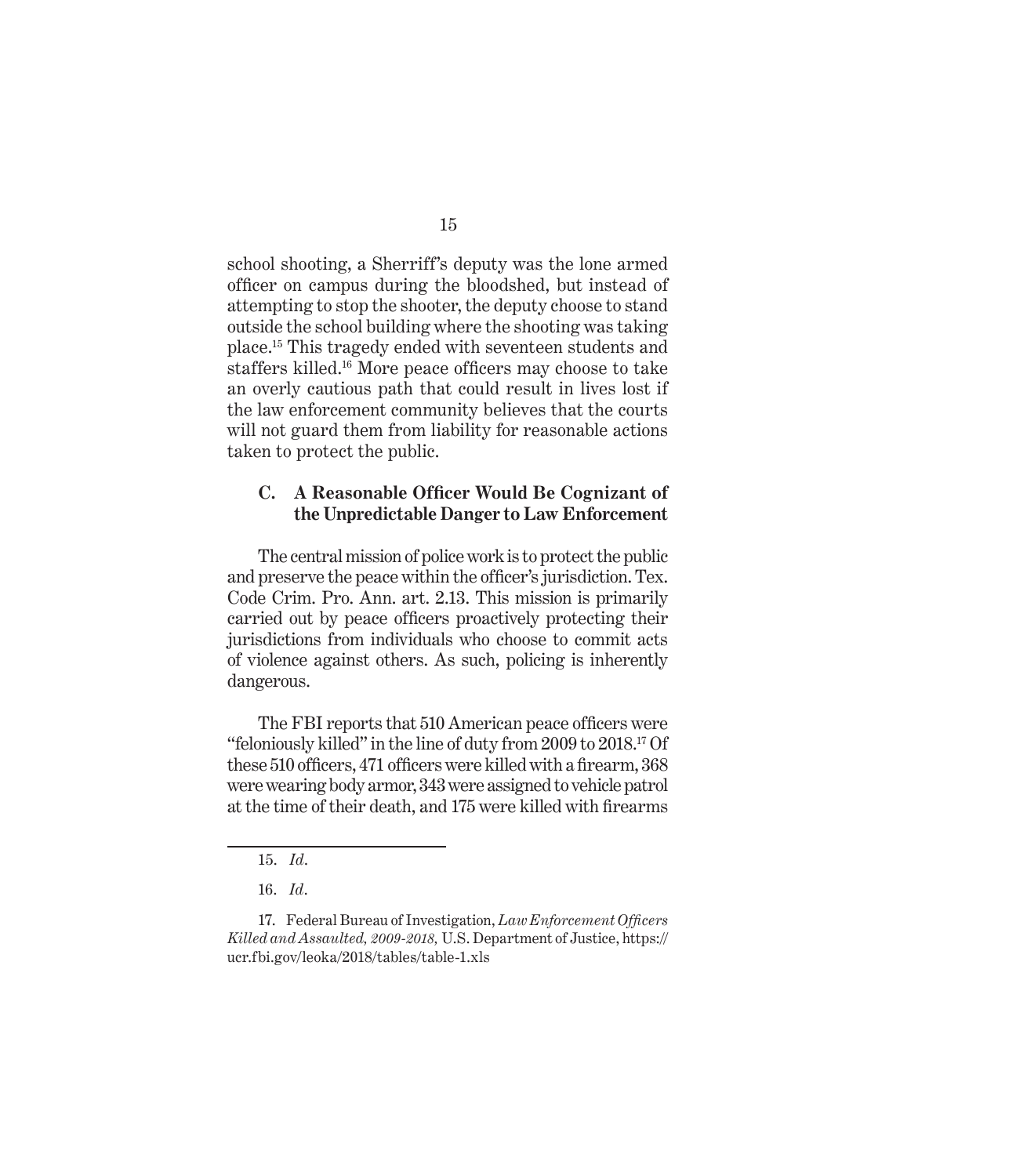school shooting, a Sherriff's deputy was the lone armed officer on campus during the bloodshed, but instead of attempting to stop the shooter, the deputy choose to stand outside the school building where the shooting was taking place.[15] This tragedy ended with seventeen students and staffers killed.[16] More peace officers may choose to take an overly cautious path that could result in lives lost if the law enforcement community believes that the courts will not guard them from liability for reasonable actions taken to protect the public.

### C. A Reasonable Officer Would Be Cognizant of the Unpredictable Danger to Law Enforcement

The central mission of police work is to protect the public and preserve the peace within the officer's jurisdiction. Tex. Code Crim. Pro. Ann. art. 2.13. This mission is primarily carried out by peace officers proactively protecting their jurisdictions from individuals who choose to commit acts of violence against others. As such, policing is inherently dangerous.

The FBI reports that 510 American peace officers were "feloniously killed" in the line of duty from 2009 to 2018.[17] Of these 510 officers, 471 officers were killed with a firearm, 368 were wearing body armor, 343 were assigned to vehicle patrol at the time of their death, and 175 were killed with firearms

---

15. *Id*.

16. *Id*.

17. Federal Bureau of Investigation, *Law Enforcement Officers Killed and Assaulted, 2009-2018,* U.S. Department of Justice, https://ucr.fbi.gov/leoka/2018/tables/table-1.xls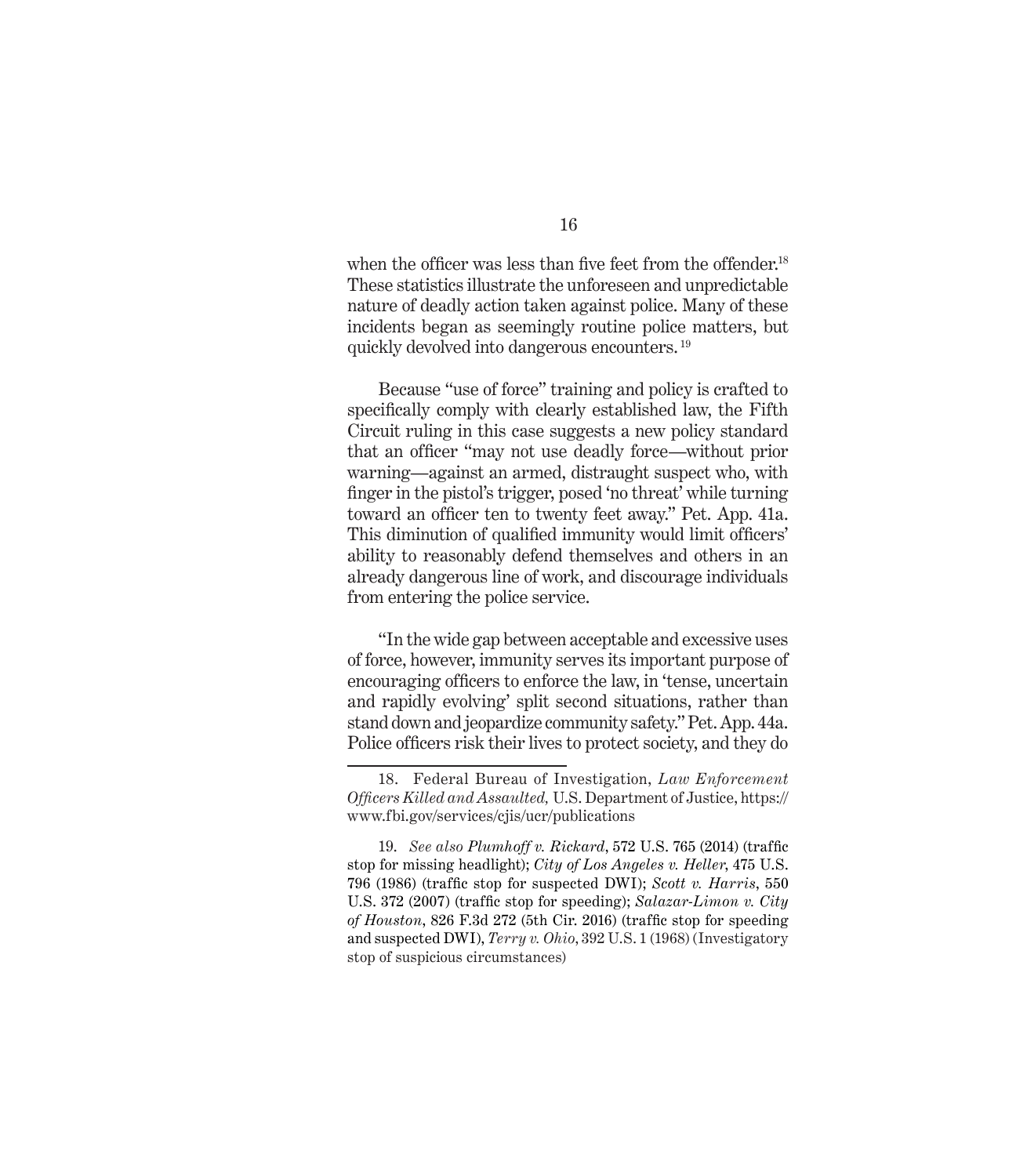when the officer was less than five feet from the offender.[18] These statistics illustrate the unforeseen and unpredictable nature of deadly action taken against police. Many of these incidents began as seemingly routine police matters, but quickly devolved into dangerous encounters.[19]

Because "use of force" training and policy is crafted to specifically comply with clearly established law, the Fifth Circuit ruling in this case suggests a new policy standard that an officer "may not use deadly force—without prior warning—against an armed, distraught suspect who, with finger in the pistol's trigger, posed 'no threat' while turning toward an officer ten to twenty feet away." Pet. App. 41a. This diminution of qualified immunity would limit officers' ability to reasonably defend themselves and others in an already dangerous line of work, and discourage individuals from entering the police service.

"In the wide gap between acceptable and excessive uses of force, however, immunity serves its important purpose of encouraging officers to enforce the law, in 'tense, uncertain and rapidly evolving' split second situations, rather than stand down and jeopardize community safety." Pet. App. 44a. Police officers risk their lives to protect society, and they do

---

18. Federal Bureau of Investigation, *Law Enforcement Officers Killed and Assaulted,* U.S. Department of Justice, https://www.fbi.gov/services/cjis/ucr/publications

19. *See also Plumhoff v. Rickard*, 572 U.S. 765 (2014) (traffic stop for missing headlight); *City of Los Angeles v. Heller*, 475 U.S. 796 (1986) (traffic stop for suspected DWI); *Scott v. Harris*, 550 U.S. 372 (2007) (traffic stop for speeding); *Salazar-Limon v. City of Houston*, 826 F.3d 272 (5th Cir. 2016) (traffic stop for speeding and suspected DWI), *Terry v. Ohio*, 392 U.S. 1 (1968) (Investigatory stop of suspicious circumstances)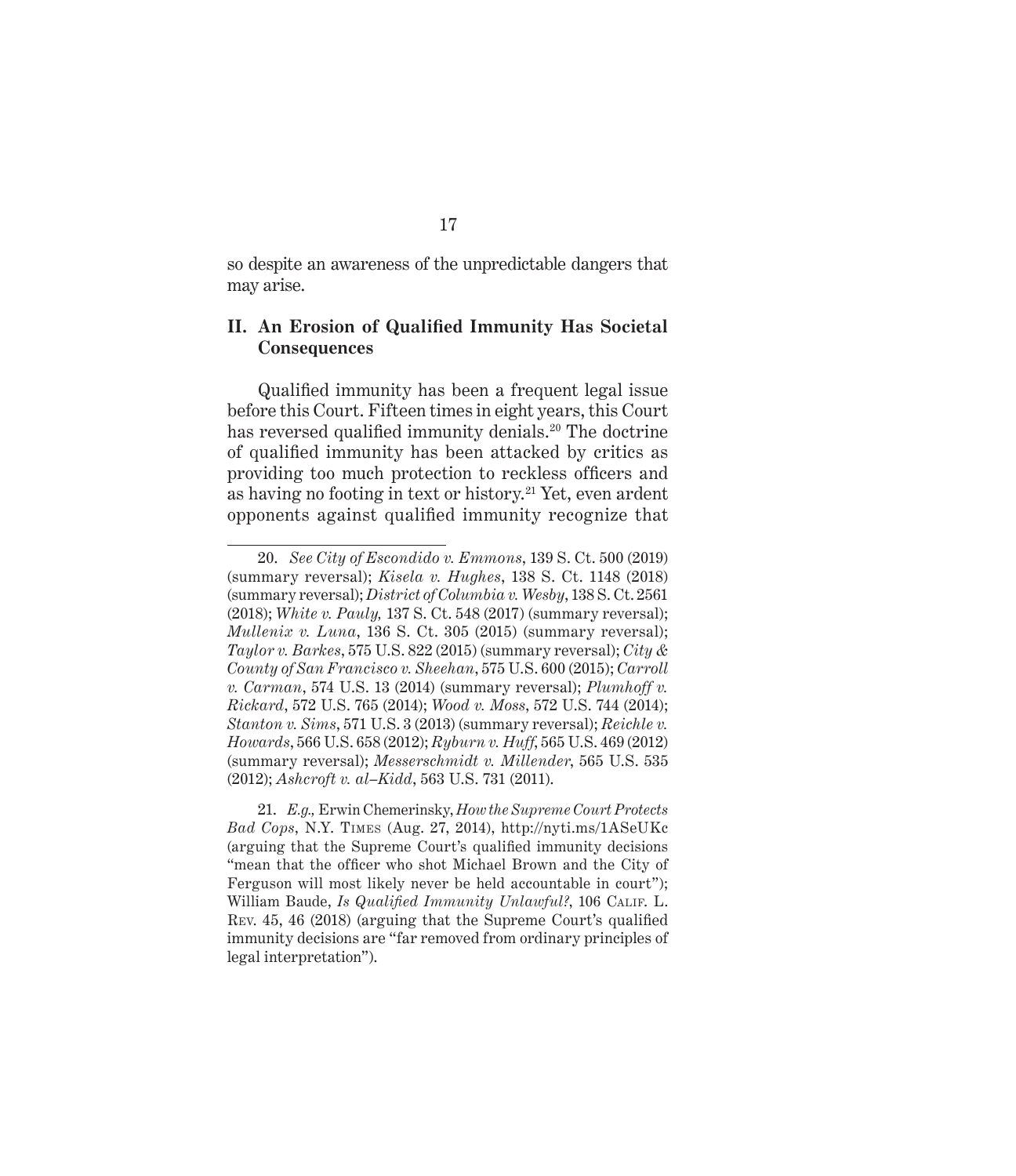so despite an awareness of the unpredictable dangers that may arise.

## II. An Erosion of Qualified Immunity Has Societal Consequences

Qualified immunity has been a frequent legal issue before this Court. Fifteen times in eight years, this Court has reversed qualified immunity denials.[20] The doctrine of qualified immunity has been attacked by critics as providing too much protection to reckless officers and as having no footing in text or history.[21] Yet, even ardent opponents against qualified immunity recognize that

---

20. *See City of Escondido v. Emmons*, 139 S. Ct. 500 (2019) (summary reversal); *Kisela v. Hughes*, 138 S. Ct. 1148 (2018) (summary reversal); *District of Columbia v. Wesby*, 138 S. Ct. 2561 (2018); *White v. Pauly,* 137 S. Ct. 548 (2017) (summary reversal); *Mullenix v. Luna*, 136 S. Ct. 305 (2015) (summary reversal); *Taylor v. Barkes*, 575 U.S. 822 (2015) (summary reversal); *City & County of San Francisco v. Sheehan*, 575 U.S. 600 (2015); *Carroll v. Carman*, 574 U.S. 13 (2014) (summary reversal); *Plumhoff v. Rickard*, 572 U.S. 765 (2014); *Wood v. Moss*, 572 U.S. 744 (2014); *Stanton v. Sims*, 571 U.S. 3 (2013) (summary reversal); *Reichle v. Howards*, 566 U.S. 658 (2012); *Ryburn v. Huff*, 565 U.S. 469 (2012) (summary reversal); *Messerschmidt v. Millender*, 565 U.S. 535 (2012); *Ashcroft v. al–Kidd*, 563 U.S. 731 (2011).

21. *E.g.,* Erwin Chemerinsky, *How the Supreme Court Protects Bad Cops*, N.Y. Times (Aug. 27, 2014), http://nyti.ms/1ASeUKc (arguing that the Supreme Court's qualified immunity decisions "mean that the officer who shot Michael Brown and the City of Ferguson will most likely never be held accountable in court"); William Baude, *Is Qualified Immunity Unlawful?*, 106 Calif. L. Rev. 45, 46 (2018) (arguing that the Supreme Court's qualified immunity decisions are "far removed from ordinary principles of legal interpretation").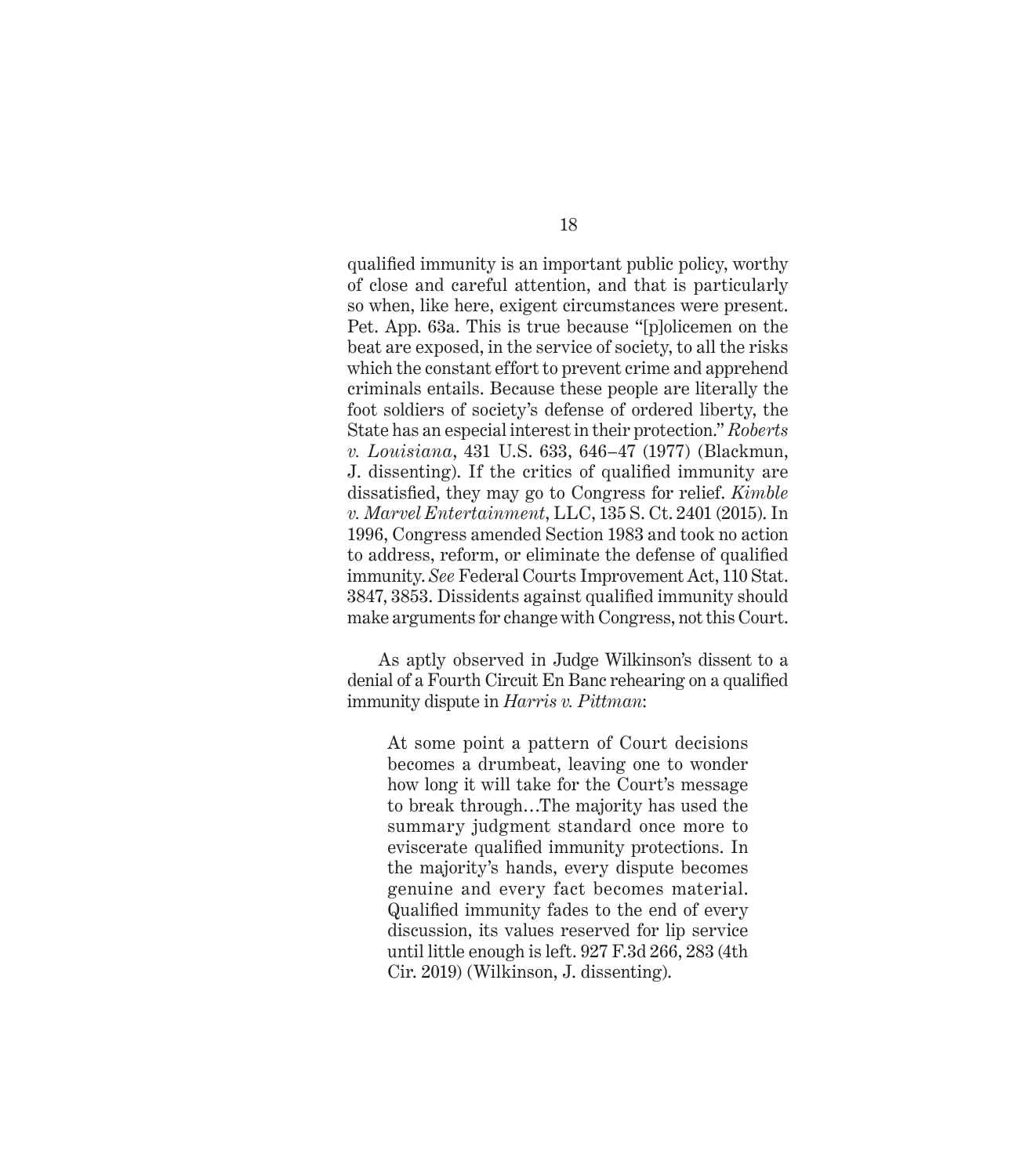qualified immunity is an important public policy, worthy of close and careful attention, and that is particularly so when, like here, exigent circumstances were present. Pet. App. 63a. This is true because "[p]olicemen on the beat are exposed, in the service of society, to all the risks which the constant effort to prevent crime and apprehend criminals entails. Because these people are literally the foot soldiers of society's defense of ordered liberty, the State has an especial interest in their protection." *Roberts v. Louisiana*, 431 U.S. 633, 646–47 (1977) (Blackmun, J. dissenting). If the critics of qualified immunity are dissatisfied, they may go to Congress for relief. *Kimble v. Marvel Entertainment*, LLC, 135 S. Ct. 2401 (2015). In 1996, Congress amended Section 1983 and took no action to address, reform, or eliminate the defense of qualified immunity. *See* Federal Courts Improvement Act, 110 Stat. 3847, 3853. Dissidents against qualified immunity should make arguments for change with Congress, not this Court.

As aptly observed in Judge Wilkinson's dissent to a denial of a Fourth Circuit En Banc rehearing on a qualified immunity dispute in *Harris v. Pittman*:

> At some point a pattern of Court decisions becomes a drumbeat, leaving one to wonder how long it will take for the Court's message to break through…The majority has used the summary judgment standard once more to eviscerate qualified immunity protections. In the majority's hands, every dispute becomes genuine and every fact becomes material. Qualified immunity fades to the end of every discussion, its values reserved for lip service until little enough is left. 927 F.3d 266, 283 (4th Cir. 2019) (Wilkinson, J. dissenting).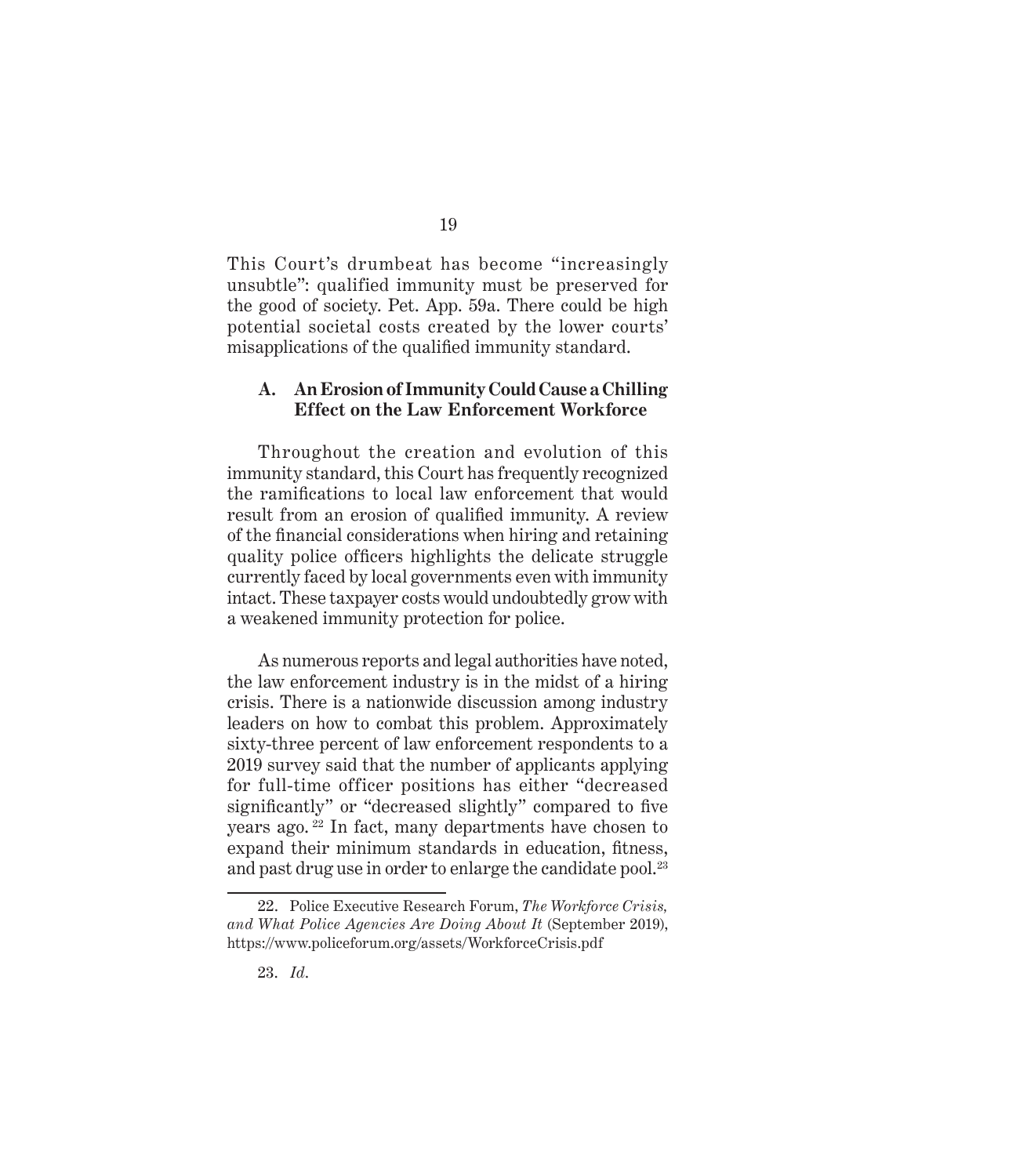This Court's drumbeat has become "increasingly unsubtle": qualified immunity must be preserved for the good of society. Pet. App. 59a. There could be high potential societal costs created by the lower courts' misapplications of the qualified immunity standard.

### A. An Erosion of Immunity Could Cause a Chilling Effect on the Law Enforcement Workforce

Throughout the creation and evolution of this immunity standard, this Court has frequently recognized the ramifications to local law enforcement that would result from an erosion of qualified immunity. A review of the financial considerations when hiring and retaining quality police officers highlights the delicate struggle currently faced by local governments even with immunity intact. These taxpayer costs would undoubtedly grow with a weakened immunity protection for police.

As numerous reports and legal authorities have noted, the law enforcement industry is in the midst of a hiring crisis. There is a nationwide discussion among industry leaders on how to combat this problem. Approximately sixty-three percent of law enforcement respondents to a 2019 survey said that the number of applicants applying for full-time officer positions has either "decreased significantly" or "decreased slightly" compared to five years ago.[22] In fact, many departments have chosen to expand their minimum standards in education, fitness, and past drug use in order to enlarge the candidate pool.[23]

---

22. Police Executive Research Forum, *The Workforce Crisis, and What Police Agencies Are Doing About It* (September 2019), https://www.policeforum.org/assets/WorkforceCrisis.pdf

23. *Id.*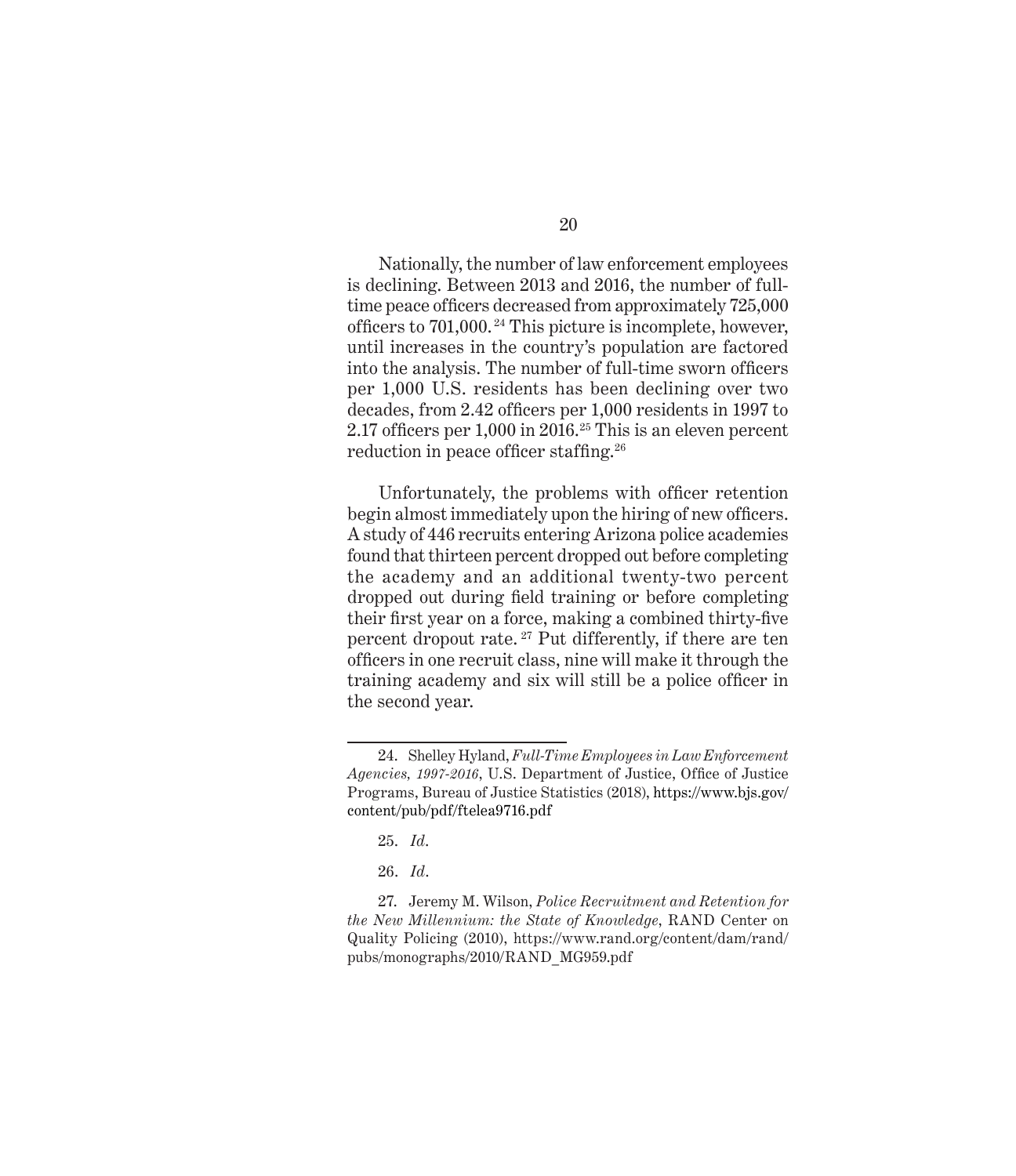Nationally, the number of law enforcement employees is declining. Between 2013 and 2016, the number of full-time peace officers decreased from approximately 725,000 officers to 701,000.[24] This picture is incomplete, however, until increases in the country's population are factored into the analysis. The number of full-time sworn officers per 1,000 U.S. residents has been declining over two decades, from 2.42 officers per 1,000 residents in 1997 to 2.17 officers per 1,000 in 2016.[25] This is an eleven percent reduction in peace officer staffing.[26]

Unfortunately, the problems with officer retention begin almost immediately upon the hiring of new officers. A study of 446 recruits entering Arizona police academies found that thirteen percent dropped out before completing the academy and an additional twenty-two percent dropped out during field training or before completing their first year on a force, making a combined thirty-five percent dropout rate.[27] Put differently, if there are ten officers in one recruit class, nine will make it through the training academy and six will still be a police officer in the second year.

---

24. Shelley Hyland, *Full-Time Employees in Law Enforcement Agencies, 1997-2016*, U.S. Department of Justice, Office of Justice Programs, Bureau of Justice Statistics (2018), https://www.bjs.gov/content/pub/pdf/ftelea9716.pdf

25. *Id.*

26. *Id.*

27. Jeremy M. Wilson, *Police Recruitment and Retention for the New Millennium: the State of Knowledge*, RAND Center on Quality Policing (2010), https://www.rand.org/content/dam/rand/pubs/monographs/2010/RAND_MG959.pdf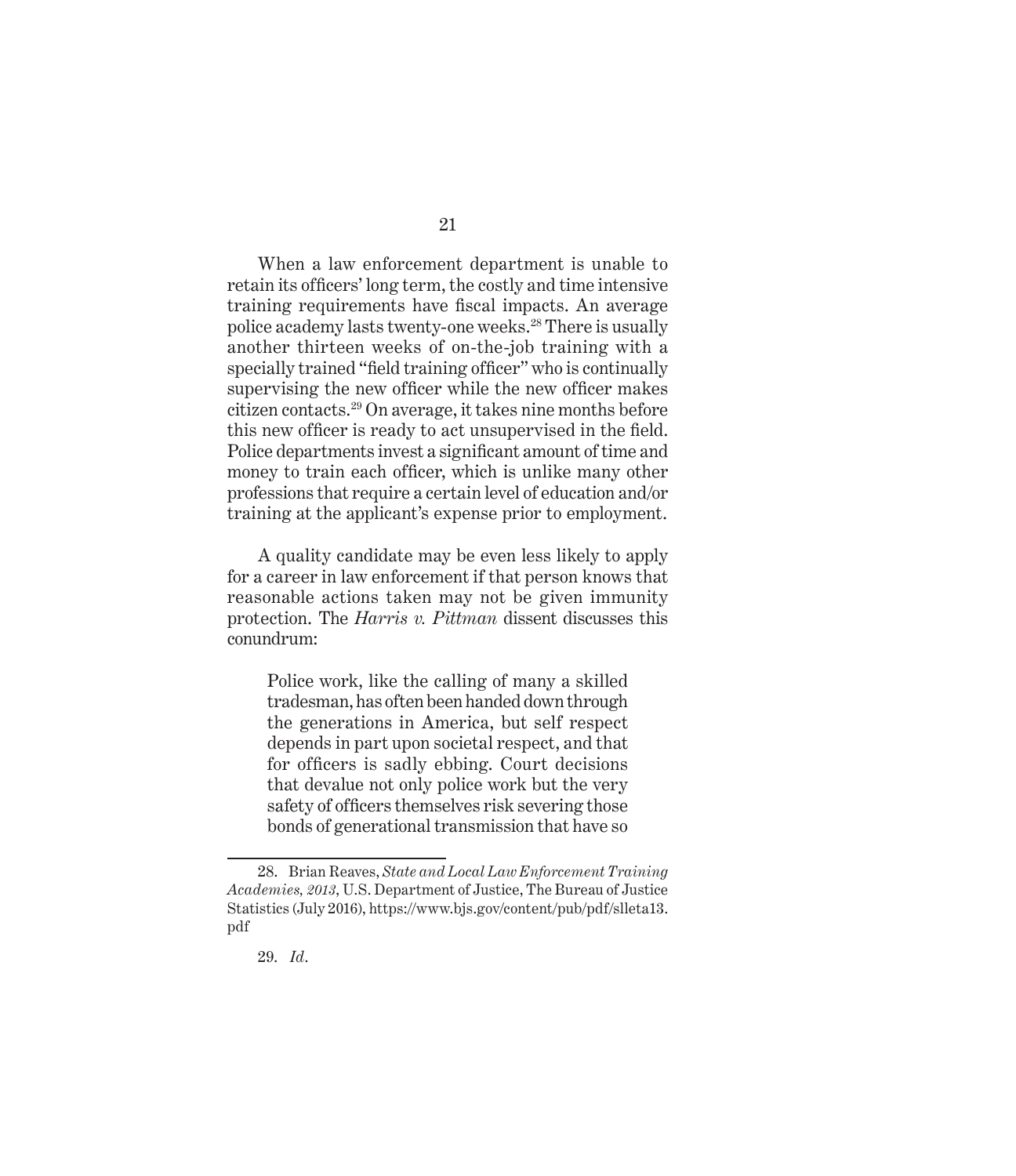When a law enforcement department is unable to retain its officers' long term, the costly and time intensive training requirements have fiscal impacts. An average police academy lasts twenty-one weeks.[28] There is usually another thirteen weeks of on-the-job training with a specially trained "field training officer" who is continually supervising the new officer while the new officer makes citizen contacts.[29] On average, it takes nine months before this new officer is ready to act unsupervised in the field. Police departments invest a significant amount of time and money to train each officer, which is unlike many other professions that require a certain level of education and/or training at the applicant's expense prior to employment.

A quality candidate may be even less likely to apply for a career in law enforcement if that person knows that reasonable actions taken may not be given immunity protection. The *Harris v. Pittman* dissent discusses this conundrum:

> Police work, like the calling of many a skilled tradesman, has often been handed down through the generations in America, but self respect depends in part upon societal respect, and that for officers is sadly ebbing. Court decisions that devalue not only police work but the very safety of officers themselves risk severing those bonds of generational transmission that have so

---

28. Brian Reaves, *State and Local Law Enforcement Training Academies, 2013*, U.S. Department of Justice, The Bureau of Justice Statistics (July 2016), https://www.bjs.gov/content/pub/pdf/slleta13.pdf

29. *Id*.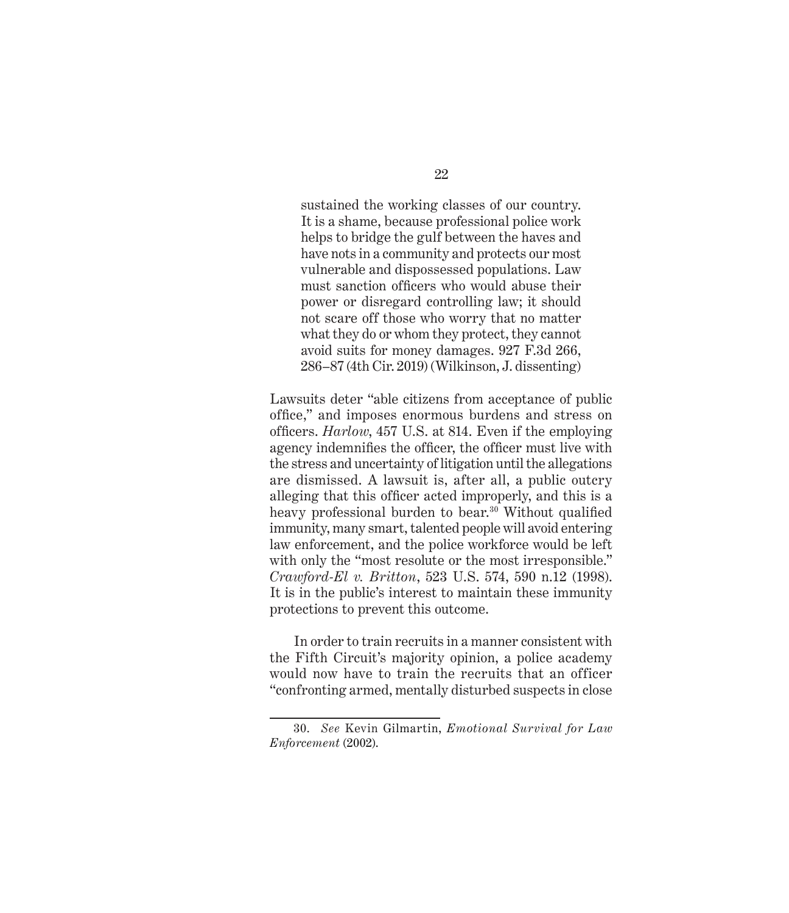> sustained the working classes of our country. It is a shame, because professional police work helps to bridge the gulf between the haves and have nots in a community and protects our most vulnerable and dispossessed populations. Law must sanction officers who would abuse their power or disregard controlling law; it should not scare off those who worry that no matter what they do or whom they protect, they cannot avoid suits for money damages. 927 F.3d 266, 286–87 (4th Cir. 2019) (Wilkinson, J. dissenting)

Lawsuits deter "able citizens from acceptance of public office," and imposes enormous burdens and stress on officers. *Harlow*, 457 U.S. at 814. Even if the employing agency indemnifies the officer, the officer must live with the stress and uncertainty of litigation until the allegations are dismissed. A lawsuit is, after all, a public outcry alleging that this officer acted improperly, and this is a heavy professional burden to bear.[30] Without qualified immunity, many smart, talented people will avoid entering law enforcement, and the police workforce would be left with only the "most resolute or the most irresponsible." *Crawford-El v. Britton*, 523 U.S. 574, 590 n.12 (1998). It is in the public's interest to maintain these immunity protections to prevent this outcome.

In order to train recruits in a manner consistent with the Fifth Circuit's majority opinion, a police academy would now have to train the recruits that an officer "confronting armed, mentally disturbed suspects in close

---

30. *See* Kevin Gilmartin, *Emotional Survival for Law Enforcement* (2002).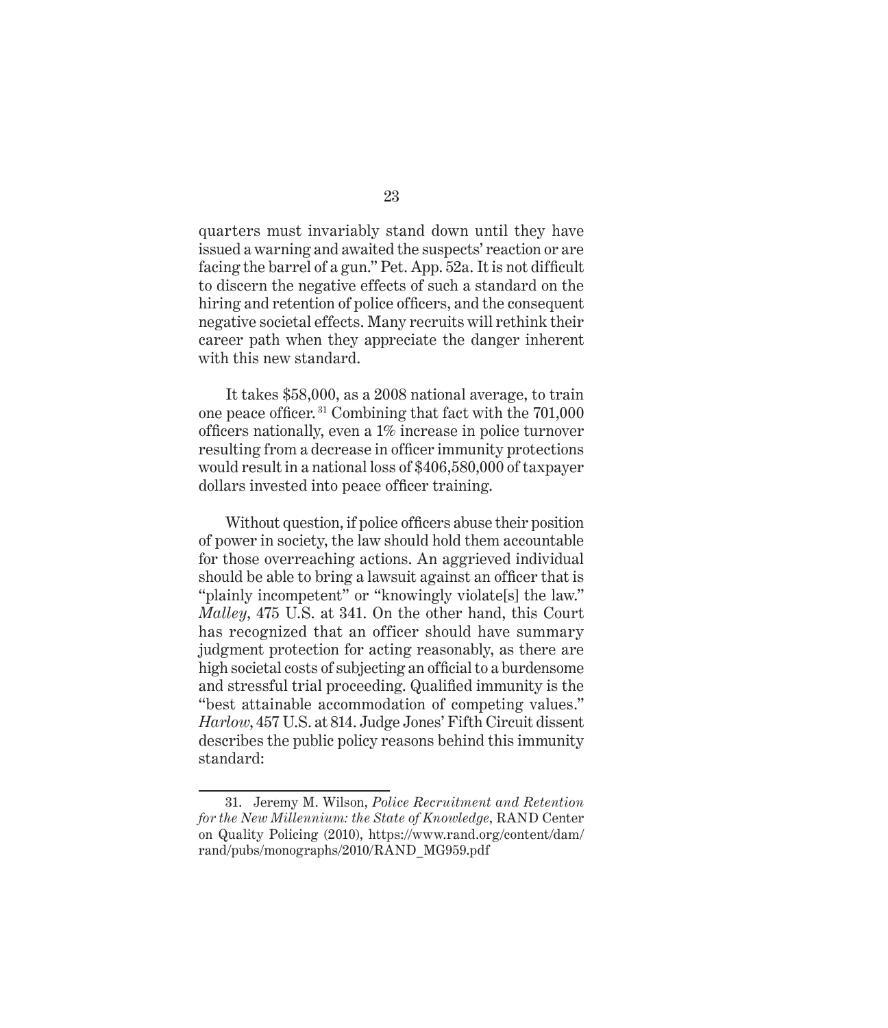quarters must invariably stand down until they have issued a warning and awaited the suspects' reaction or are facing the barrel of a gun." Pet. App. 52a. It is not difficult to discern the negative effects of such a standard on the hiring and retention of police officers, and the consequent negative societal effects. Many recruits will rethink their career path when they appreciate the danger inherent with this new standard.

It takes $58,000, as a 2008 national average, to train one peace officer.[31] Combining that fact with the 701,000 officers nationally, even a 1% increase in police turnover resulting from a decrease in officer immunity protections would result in a national loss of $406,580,000 of taxpayer dollars invested into peace officer training.

Without question, if police officers abuse their position of power in society, the law should hold them accountable for those overreaching actions. An aggrieved individual should be able to bring a lawsuit against an officer that is "plainly incompetent" or "knowingly violate[s] the law." *Malley*, 475 U.S. at 341. On the other hand, this Court has recognized that an officer should have summary judgment protection for acting reasonably, as there are high societal costs of subjecting an official to a burdensome and stressful trial proceeding. Qualified immunity is the "best attainable accommodation of competing values." *Harlow*, 457 U.S. at 814. Judge Jones' Fifth Circuit dissent describes the public policy reasons behind this immunity standard:

---

31. Jeremy M. Wilson, *Police Recruitment and Retention for the New Millennium: the State of Knowledge*, RAND Center on Quality Policing (2010), https://www.rand.org/content/dam/rand/pubs/monographs/2010/RAND_MG959.pdf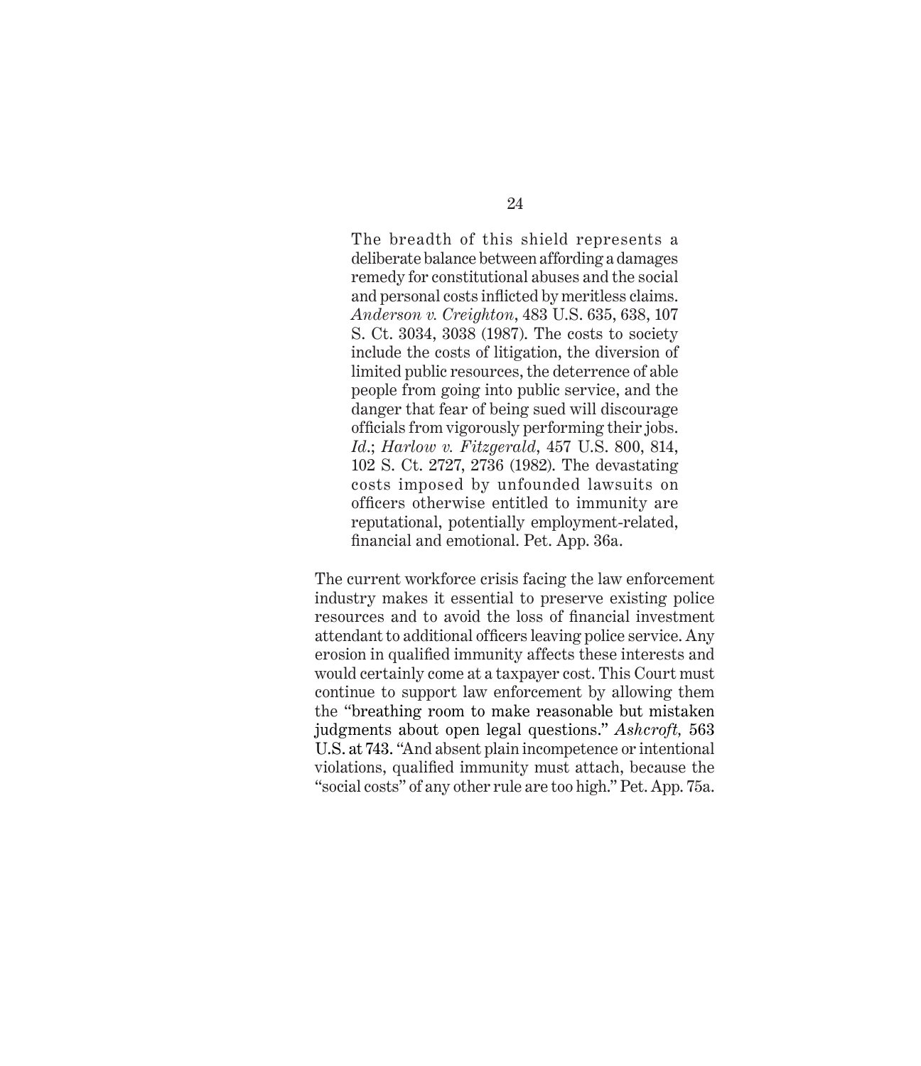> The breadth of this shield represents a deliberate balance between affording a damages remedy for constitutional abuses and the social and personal costs inflicted by meritless claims. *Anderson v. Creighton*, 483 U.S. 635, 638, 107 S. Ct. 3034, 3038 (1987). The costs to society include the costs of litigation, the diversion of limited public resources, the deterrence of able people from going into public service, and the danger that fear of being sued will discourage officials from vigorously performing their jobs. *Id.*; *Harlow v. Fitzgerald*, 457 U.S. 800, 814, 102 S. Ct. 2727, 2736 (1982). The devastating costs imposed by unfounded lawsuits on officers otherwise entitled to immunity are reputational, potentially employment-related, financial and emotional. Pet. App. 36a.

The current workforce crisis facing the law enforcement industry makes it essential to preserve existing police resources and to avoid the loss of financial investment attendant to additional officers leaving police service. Any erosion in qualified immunity affects these interests and would certainly come at a taxpayer cost. This Court must continue to support law enforcement by allowing them the "breathing room to make reasonable but mistaken judgments about open legal questions." *Ashcroft,* 563 U.S. at 743. "And absent plain incompetence or intentional violations, qualified immunity must attach, because the "social costs" of any other rule are too high." Pet. App. 75a.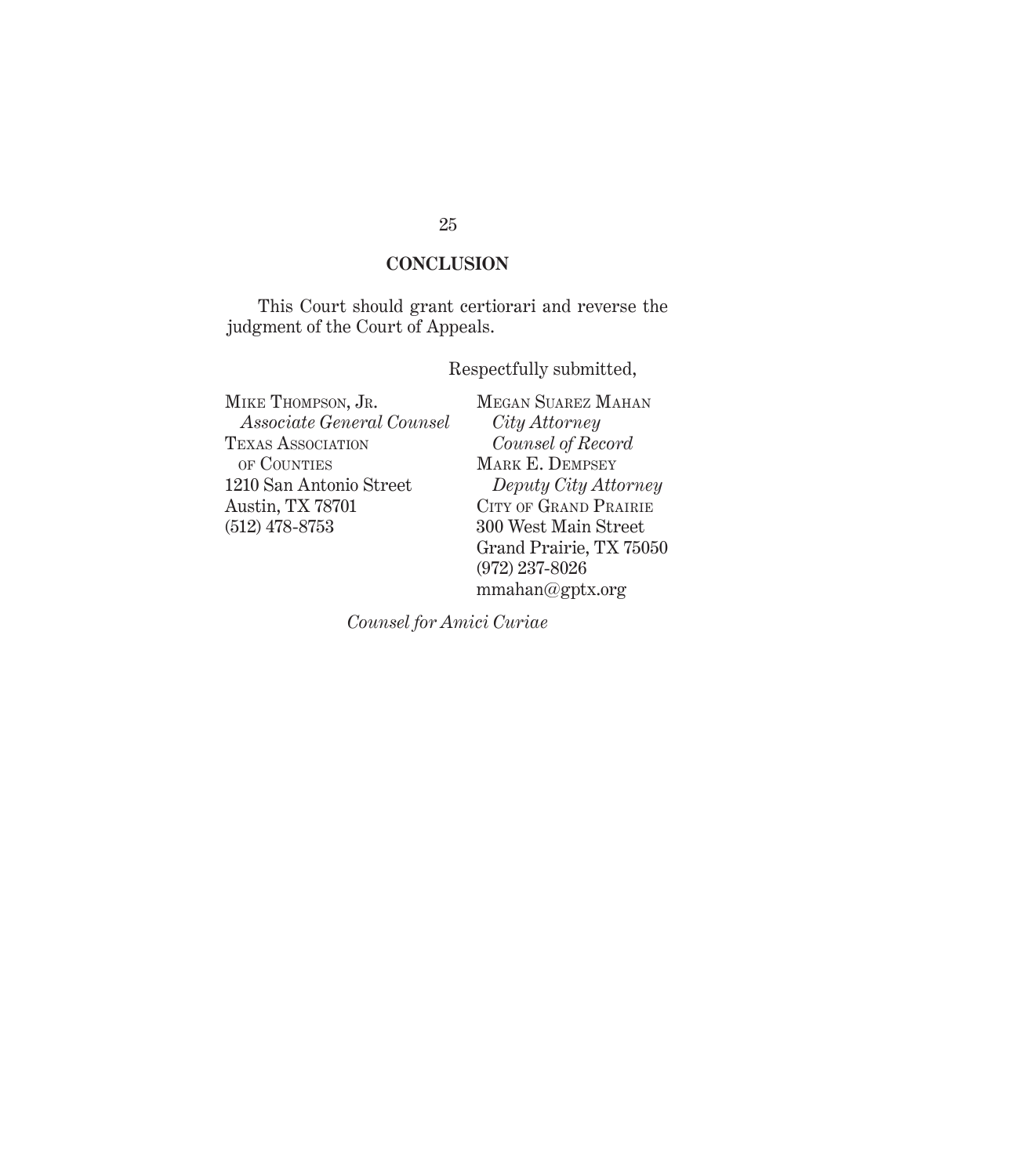## CONCLUSION

This Court should grant certiorari and reverse the judgment of the Court of Appeals.

Respectfully submitted,

MIKE THOMPSON, JR.
*Associate General Counsel*
TEXAS ASSOCIATION OF COUNTIES
1210 San Antonio Street
Austin, TX 78701
(512) 478-8753

MEGAN SUAREZ MAHAN
*City Attorney*
*Counsel of Record*
MARK E. DEMPSEY
*Deputy City Attorney*
CITY OF GRAND PRAIRIE
300 West Main Street
Grand Prairie, TX 75050
(972) 237-8026
mmahan@gptx.org

*Counsel for Amici Curiae*